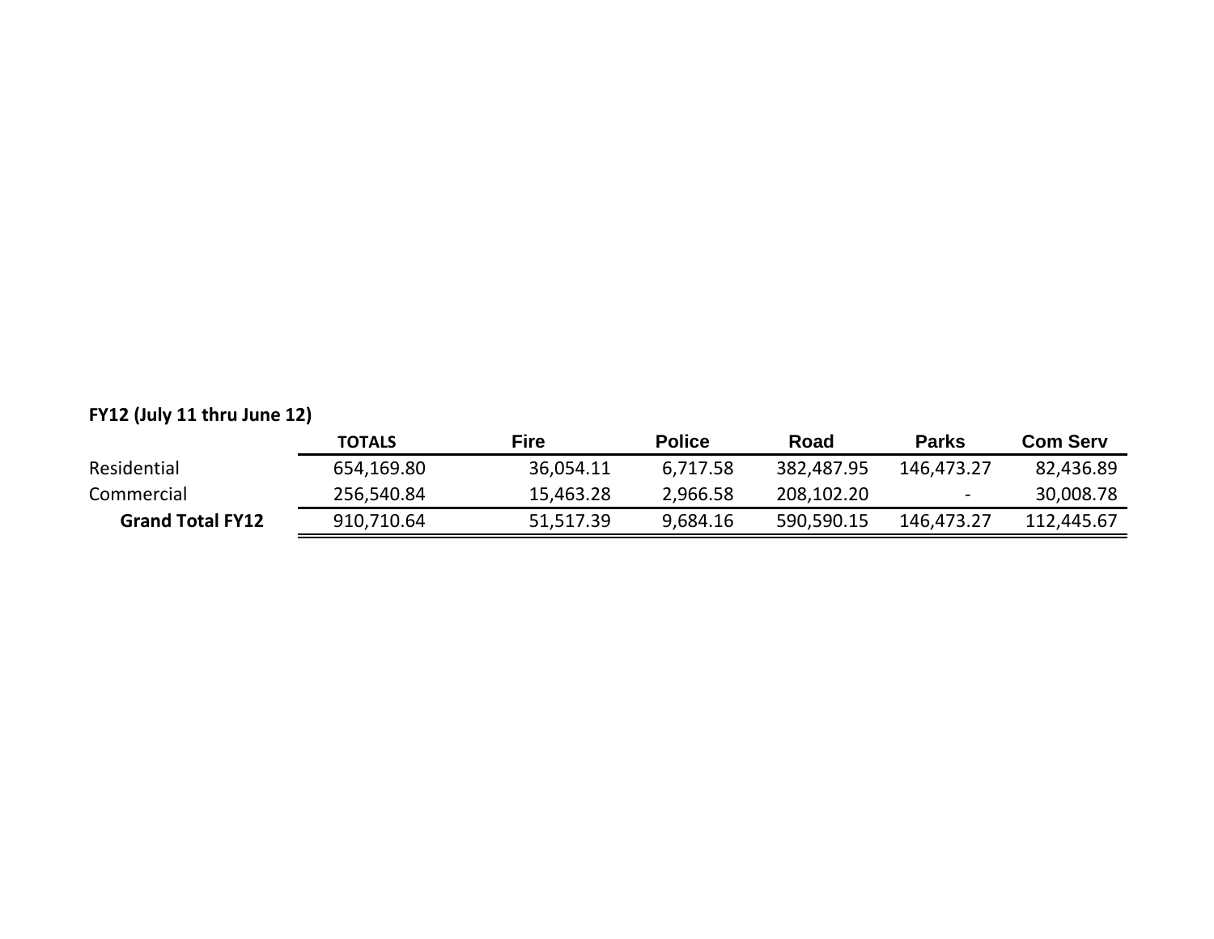**FY12 (July 11 thru June 12)**

| | TOTALS | Fire | Police | Road | Parks | Com Serv |
|---|---|---|---|---|---|---|
| Residential | 654,169.80 | 36,054.11 | 6,717.58 | 382,487.95 | 146,473.27 | 82,436.89 |
| Commercial | 256,540.84 | 15,463.28 | 2,966.58 | 208,102.20 | - | 30,008.78 |
| **Grand Total FY12** | 910,710.64 | 51,517.39 | 9,684.16 | 590,590.15 | 146,473.27 | 112,445.67 |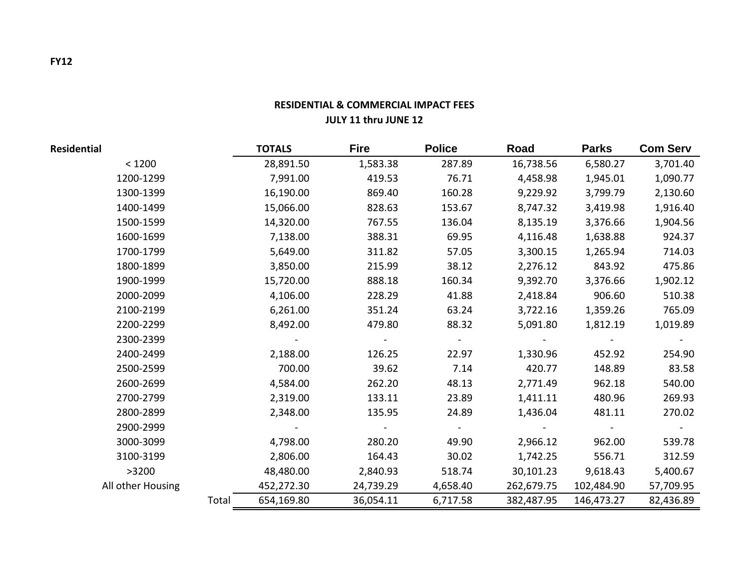**FY12**

## RESIDENTIAL & COMMERCIAL IMPACT FEES
### JULY 11 thru JUNE 12

| Residential | | TOTALS | Fire | Police | Road | Parks | Com Serv |
|---|---|---|---|---|---|---|---|
| < 1200 | | 28,891.50 | 1,583.38 | 287.89 | 16,738.56 | 6,580.27 | 3,701.40 |
| 1200-1299 | | 7,991.00 | 419.53 | 76.71 | 4,458.98 | 1,945.01 | 1,090.77 |
| 1300-1399 | | 16,190.00 | 869.40 | 160.28 | 9,229.92 | 3,799.79 | 2,130.60 |
| 1400-1499 | | 15,066.00 | 828.63 | 153.67 | 8,747.32 | 3,419.98 | 1,916.40 |
| 1500-1599 | | 14,320.00 | 767.55 | 136.04 | 8,135.19 | 3,376.66 | 1,904.56 |
| 1600-1699 | | 7,138.00 | 388.31 | 69.95 | 4,116.48 | 1,638.88 | 924.37 |
| 1700-1799 | | 5,649.00 | 311.82 | 57.05 | 3,300.15 | 1,265.94 | 714.03 |
| 1800-1899 | | 3,850.00 | 215.99 | 38.12 | 2,276.12 | 843.92 | 475.86 |
| 1900-1999 | | 15,720.00 | 888.18 | 160.34 | 9,392.70 | 3,376.66 | 1,902.12 |
| 2000-2099 | | 4,106.00 | 228.29 | 41.88 | 2,418.84 | 906.60 | 510.38 |
| 2100-2199 | | 6,261.00 | 351.24 | 63.24 | 3,722.16 | 1,359.26 | 765.09 |
| 2200-2299 | | 8,492.00 | 479.80 | 88.32 | 5,091.80 | 1,812.19 | 1,019.89 |
| 2300-2399 | | - | - | - | - | - | - |
| 2400-2499 | | 2,188.00 | 126.25 | 22.97 | 1,330.96 | 452.92 | 254.90 |
| 2500-2599 | | 700.00 | 39.62 | 7.14 | 420.77 | 148.89 | 83.58 |
| 2600-2699 | | 4,584.00 | 262.20 | 48.13 | 2,771.49 | 962.18 | 540.00 |
| 2700-2799 | | 2,319.00 | 133.11 | 23.89 | 1,411.11 | 480.96 | 269.93 |
| 2800-2899 | | 2,348.00 | 135.95 | 24.89 | 1,436.04 | 481.11 | 270.02 |
| 2900-2999 | | - | - | - | - | - | - |
| 3000-3099 | | 4,798.00 | 280.20 | 49.90 | 2,966.12 | 962.00 | 539.78 |
| 3100-3199 | | 2,806.00 | 164.43 | 30.02 | 1,742.25 | 556.71 | 312.59 |
| >3200 | | 48,480.00 | 2,840.93 | 518.74 | 30,101.23 | 9,618.43 | 5,400.67 |
| All other Housing | | 452,272.30 | 24,739.29 | 4,658.40 | 262,679.75 | 102,484.90 | 57,709.95 |
| | Total | 654,169.80 | 36,054.11 | 6,717.58 | 382,487.95 | 146,473.27 | 82,436.89 |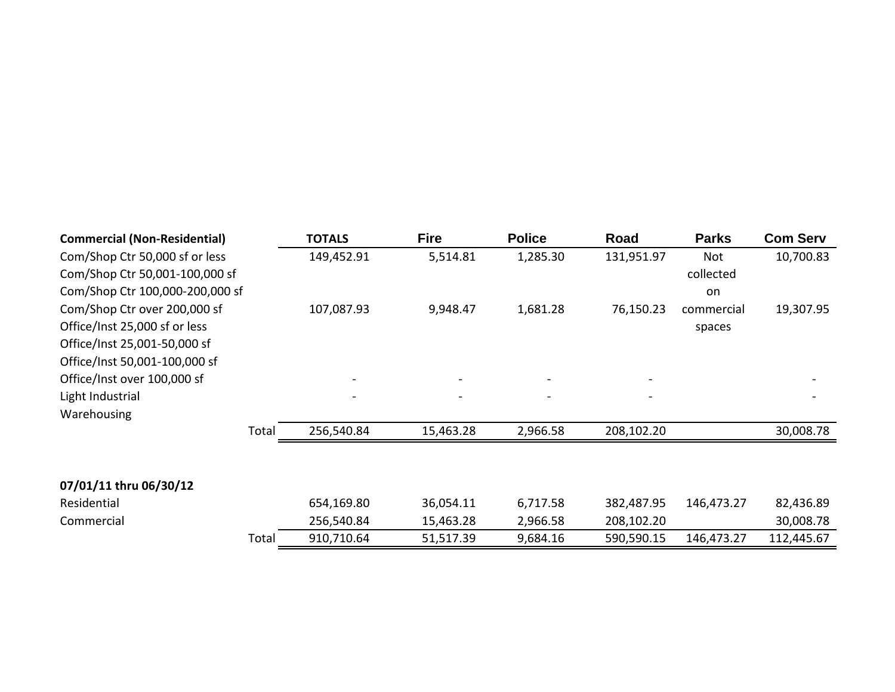| Commercial (Non-Residential) | TOTALS | Fire | Police | Road | Parks | Com Serv |
|---|---|---|---|---|---|---|
| Com/Shop Ctr 50,000 sf or less | 149,452.91 | 5,514.81 | 1,285.30 | 131,951.97 | Not | 10,700.83 |
| Com/Shop Ctr 50,001-100,000 sf | | | | | collected | |
| Com/Shop Ctr 100,000-200,000 sf | | | | | on | |
| Com/Shop Ctr over 200,000 sf | 107,087.93 | 9,948.47 | 1,681.28 | 76,150.23 | commercial | 19,307.95 |
| Office/Inst 25,000 sf or less | | | | | spaces | |
| Office/Inst 25,001-50,000 sf | | | | | | |
| Office/Inst 50,001-100,000 sf | | | | | | |
| Office/Inst over 100,000 sf | - | - | - | - | | - |
| Light Industrial | - | - | - | - | | - |
| Warehousing | | | | | | |
| Total | 256,540.84 | 15,463.28 | 2,966.58 | 208,102.20 | | 30,008.78 |

| 07/01/11 thru 06/30/12 | TOTALS | Fire | Police | Road | Parks | Com Serv |
|---|---|---|---|---|---|---|
| Residential | 654,169.80 | 36,054.11 | 6,717.58 | 382,487.95 | 146,473.27 | 82,436.89 |
| Commercial | 256,540.84 | 15,463.28 | 2,966.58 | 208,102.20 | | 30,008.78 |
| Total | 910,710.64 | 51,517.39 | 9,684.16 | 590,590.15 | 146,473.27 | 112,445.67 |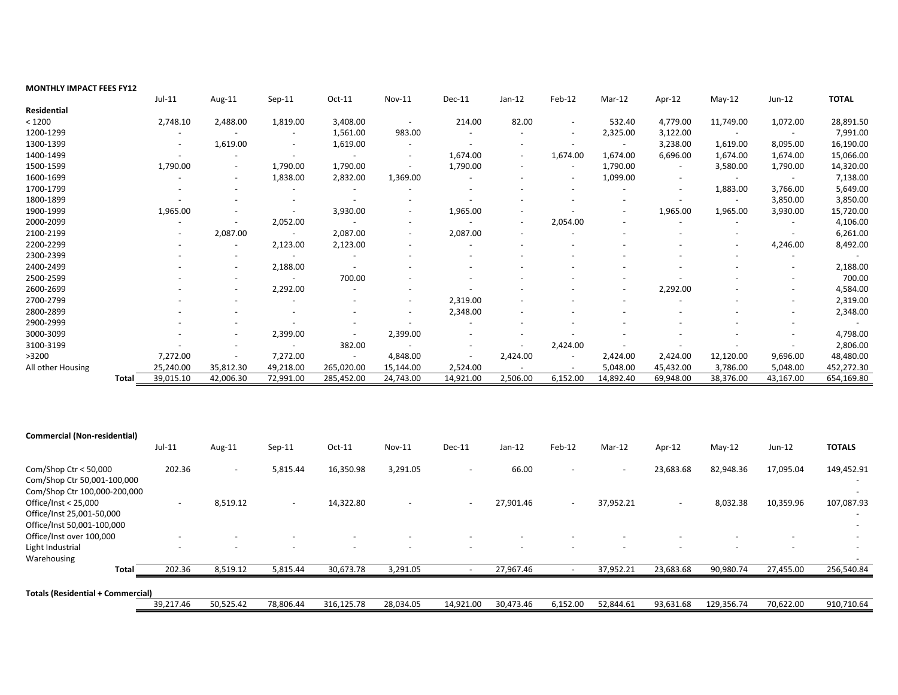**MONTHLY IMPACT FEES FY12**

| | Jul-11 | Aug-11 | Sep-11 | Oct-11 | Nov-11 | Dec-11 | Jan-12 | Feb-12 | Mar-12 | Apr-12 | May-12 | Jun-12 | **TOTAL** |
|---|---|---|---|---|---|---|---|---|---|---|---|---|---|
| **Residential** | | | | | | | | | | | | | |
| < 1200 | 2,748.10 | 2,488.00 | 1,819.00 | 3,408.00 | - | 214.00 | 82.00 | - | 532.40 | 4,779.00 | 11,749.00 | 1,072.00 | 28,891.50 |
| 1200-1299 | - | - | - | 1,561.00 | 983.00 | - | - | - | 2,325.00 | 3,122.00 | - | - | 7,991.00 |
| 1300-1399 | - | 1,619.00 | - | 1,619.00 | - | - | - | - | - | 3,238.00 | 1,619.00 | 8,095.00 | 16,190.00 |
| 1400-1499 | - | - | - | - | - | 1,674.00 | - | 1,674.00 | 1,674.00 | 6,696.00 | 1,674.00 | 1,674.00 | 15,066.00 |
| 1500-1599 | 1,790.00 | - | 1,790.00 | 1,790.00 | - | 1,790.00 | - | - | 1,790.00 | - | 3,580.00 | 1,790.00 | 14,320.00 |
| 1600-1699 | - | - | 1,838.00 | 2,832.00 | 1,369.00 | - | - | - | 1,099.00 | - | - | - | 7,138.00 |
| 1700-1799 | - | - | - | - | - | - | - | - | - | - | 1,883.00 | 3,766.00 | 5,649.00 |
| 1800-1899 | - | - | - | - | - | - | - | - | - | - | - | 3,850.00 | 3,850.00 |
| 1900-1999 | 1,965.00 | - | - | 3,930.00 | - | 1,965.00 | - | - | - | 1,965.00 | 1,965.00 | 3,930.00 | 15,720.00 |
| 2000-2099 | - | - | 2,052.00 | - | - | - | - | 2,054.00 | - | - | - | - | 4,106.00 |
| 2100-2199 | - | 2,087.00 | - | 2,087.00 | - | 2,087.00 | - | - | - | - | - | - | 6,261.00 |
| 2200-2299 | - | - | 2,123.00 | 2,123.00 | - | - | - | - | - | - | - | 4,246.00 | 8,492.00 |
| 2300-2399 | - | - | - | - | - | - | - | - | - | - | - | - | - |
| 2400-2499 | - | - | 2,188.00 | - | - | - | - | - | - | - | - | - | 2,188.00 |
| 2500-2599 | - | - | - | 700.00 | - | - | - | - | - | - | - | - | 700.00 |
| 2600-2699 | - | - | 2,292.00 | - | - | - | - | - | - | 2,292.00 | - | - | 4,584.00 |
| 2700-2799 | - | - | - | - | - | 2,319.00 | - | - | - | - | - | - | 2,319.00 |
| 2800-2899 | - | - | - | - | - | 2,348.00 | - | - | - | - | - | - | 2,348.00 |
| 2900-2999 | - | - | - | - | - | - | - | - | - | - | - | - | - |
| 3000-3099 | - | - | 2,399.00 | - | 2,399.00 | - | - | - | - | - | - | - | 4,798.00 |
| 3100-3199 | - | - | - | 382.00 | - | - | - | 2,424.00 | - | - | - | - | 2,806.00 |
| >3200 | 7,272.00 | - | 7,272.00 | - | 4,848.00 | - | 2,424.00 | - | 2,424.00 | 2,424.00 | 12,120.00 | 9,696.00 | 48,480.00 |
| All other Housing | 25,240.00 | 35,812.30 | 49,218.00 | 265,020.00 | 15,144.00 | 2,524.00 | - | - | 5,048.00 | 45,432.00 | 3,786.00 | 5,048.00 | 452,272.30 |
| **Total** | 39,015.10 | 42,006.30 | 72,991.00 | 285,452.00 | 24,743.00 | 14,921.00 | 2,506.00 | 6,152.00 | 14,892.40 | 69,948.00 | 38,376.00 | 43,167.00 | 654,169.80 |

**Commercial (Non-residential)**

| | Jul-11 | Aug-11 | Sep-11 | Oct-11 | Nov-11 | Dec-11 | Jan-12 | Feb-12 | Mar-12 | Apr-12 | May-12 | Jun-12 | **TOTALS** |
|---|---|---|---|---|---|---|---|---|---|---|---|---|---|
| Com/Shop Ctr < 50,000 | 202.36 | - | 5,815.44 | 16,350.98 | 3,291.05 | - | 66.00 | - | - | 23,683.68 | 82,948.36 | 17,095.04 | 149,452.91 |
| Com/Shop Ctr 50,001-100,000 | | | | | | | | | | | | | - |
| Com/Shop Ctr 100,000-200,000 | | | | | | | | | | | | | - |
| Office/Inst < 25,000 | - | 8,519.12 | - | 14,322.80 | - | - | 27,901.46 | - | 37,952.21 | - | 8,032.38 | 10,359.96 | 107,087.93 |
| Office/Inst 25,001-50,000 | | | | | | | | | | | | | - |
| Office/Inst 50,001-100,000 | | | | | | | | | | | | | - |
| Office/Inst over 100,000 | - | - | - | - | - | - | - | - | - | - | - | - | - |
| Light Industrial | - | - | - | - | - | - | - | - | - | - | - | - | - |
| Warehousing | | | | | | | | | | | | | - |
| **Total** | 202.36 | 8,519.12 | 5,815.44 | 30,673.78 | 3,291.05 | - | 27,967.46 | - | 37,952.21 | 23,683.68 | 90,980.74 | 27,455.00 | 256,540.84 |

**Totals (Residential + Commercial)**

| | Jul-11 | Aug-11 | Sep-11 | Oct-11 | Nov-11 | Dec-11 | Jan-12 | Feb-12 | Mar-12 | Apr-12 | May-12 | Jun-12 | TOTAL |
|---|---|---|---|---|---|---|---|---|---|---|---|---|---|
| | 39,217.46 | 50,525.42 | 78,806.44 | 316,125.78 | 28,034.05 | 14,921.00 | 30,473.46 | 6,152.00 | 52,844.61 | 93,631.68 | 129,356.74 | 70,622.00 | 910,710.64 |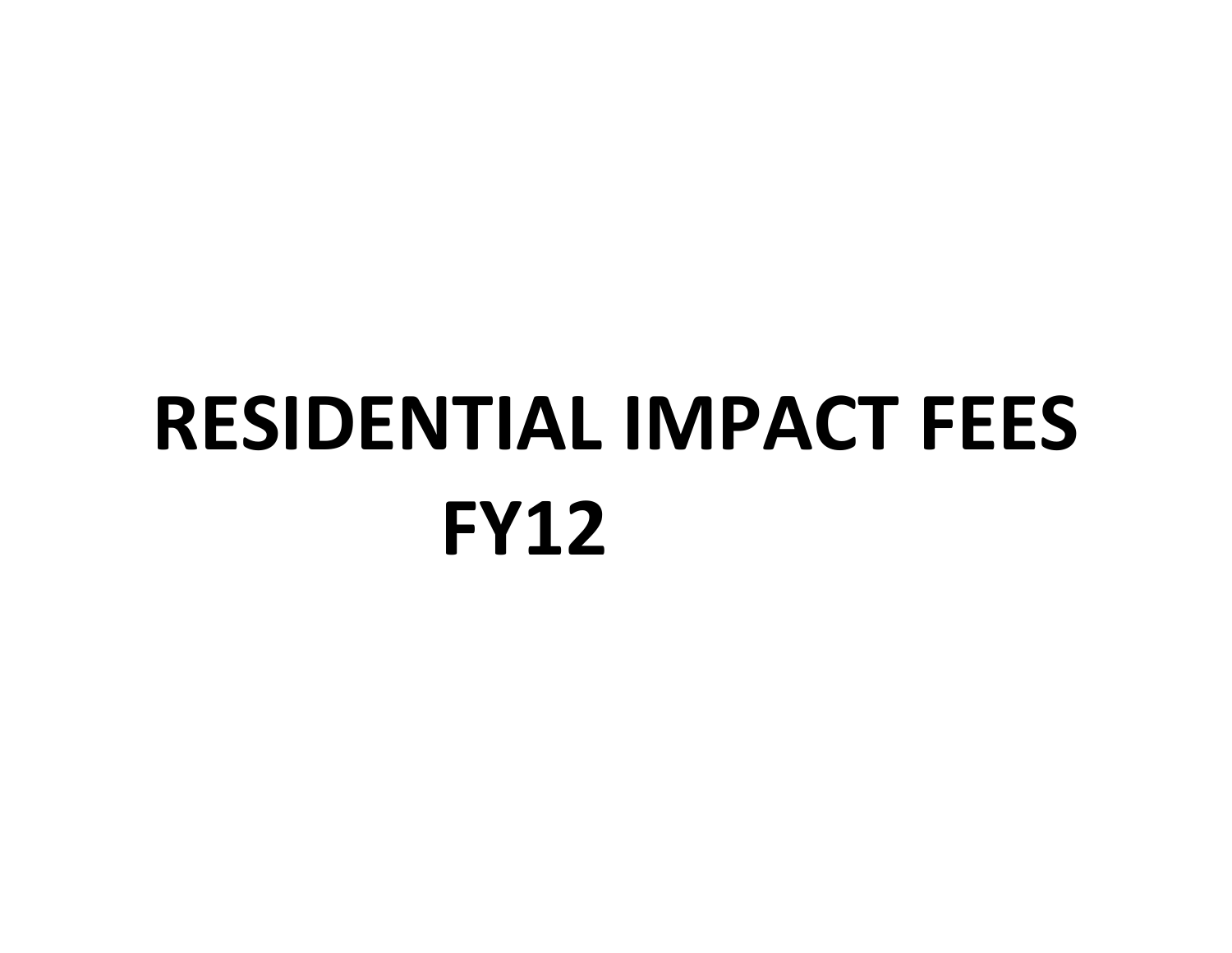# RESIDENTIAL IMPACT FEES
# FY12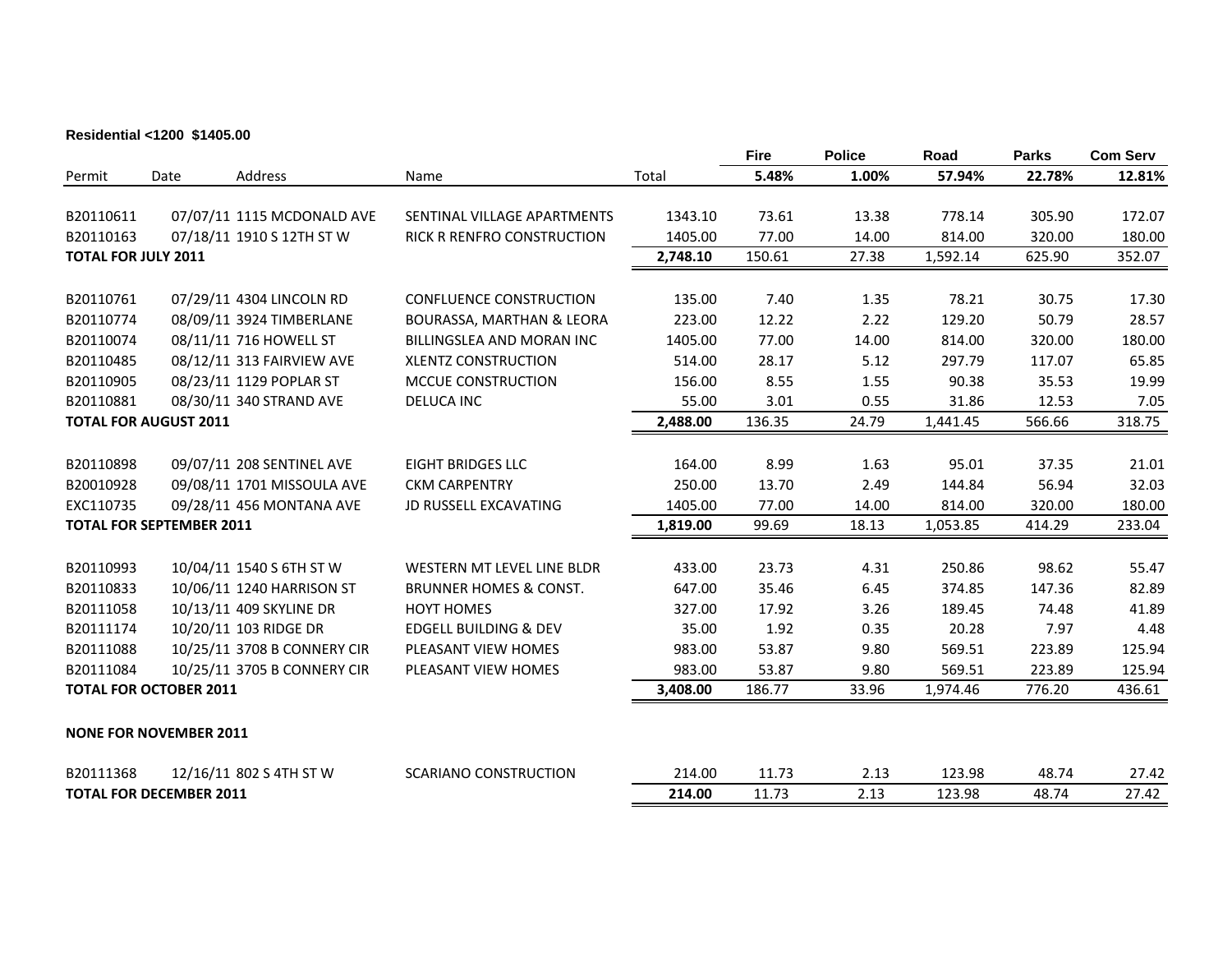**Residential <1200  $1405.00**

| Permit | Date | Address | Name | Total | Fire<br>5.48% | Police<br>1.00% | Road<br>57.94% | Parks<br>22.78% | Com Serv<br>12.81% |
|---|---|---|---|---|---|---|---|---|---|
| B20110611 | 07/07/11 | 1115 MCDONALD AVE | SENTINAL VILLAGE APARTMENTS | 1343.10 | 73.61 | 13.38 | 778.14 | 305.90 | 172.07 |
| B20110163 | 07/18/11 | 1910 S 12TH ST W | RICK R RENFRO CONSTRUCTION | 1405.00 | 77.00 | 14.00 | 814.00 | 320.00 | 180.00 |
| **TOTAL FOR JULY 2011** | | | | **2,748.10** | 150.61 | 27.38 | 1,592.14 | 625.90 | 352.07 |
| B20110761 | 07/29/11 | 4304 LINCOLN RD | CONFLUENCE CONSTRUCTION | 135.00 | 7.40 | 1.35 | 78.21 | 30.75 | 17.30 |
| B20110774 | 08/09/11 | 3924 TIMBERLANE | BOURASSA, MARTHAN & LEORA | 223.00 | 12.22 | 2.22 | 129.20 | 50.79 | 28.57 |
| B20110074 | 08/11/11 | 716 HOWELL ST | BILLINGSLEA AND MORAN INC | 1405.00 | 77.00 | 14.00 | 814.00 | 320.00 | 180.00 |
| B20110485 | 08/12/11 | 313 FAIRVIEW AVE | XLENTZ CONSTRUCTION | 514.00 | 28.17 | 5.12 | 297.79 | 117.07 | 65.85 |
| B20110905 | 08/23/11 | 1129 POPLAR ST | MCCUE CONSTRUCTION | 156.00 | 8.55 | 1.55 | 90.38 | 35.53 | 19.99 |
| B20110881 | 08/30/11 | 340 STRAND AVE | DELUCA INC | 55.00 | 3.01 | 0.55 | 31.86 | 12.53 | 7.05 |
| **TOTAL FOR AUGUST 2011** | | | | **2,488.00** | 136.35 | 24.79 | 1,441.45 | 566.66 | 318.75 |
| B20110898 | 09/07/11 | 208 SENTINEL AVE | EIGHT BRIDGES LLC | 164.00 | 8.99 | 1.63 | 95.01 | 37.35 | 21.01 |
| B20010928 | 09/08/11 | 1701 MISSOULA AVE | CKM CARPENTRY | 250.00 | 13.70 | 2.49 | 144.84 | 56.94 | 32.03 |
| EXC110735 | 09/28/11 | 456 MONTANA AVE | JD RUSSELL EXCAVATING | 1405.00 | 77.00 | 14.00 | 814.00 | 320.00 | 180.00 |
| **TOTAL FOR SEPTEMBER 2011** | | | | **1,819.00** | 99.69 | 18.13 | 1,053.85 | 414.29 | 233.04 |
| B20110993 | 10/04/11 | 1540 S 6TH ST W | WESTERN MT LEVEL LINE BLDR | 433.00 | 23.73 | 4.31 | 250.86 | 98.62 | 55.47 |
| B20110833 | 10/06/11 | 1240 HARRISON ST | BRUNNER HOMES & CONST. | 647.00 | 35.46 | 6.45 | 374.85 | 147.36 | 82.89 |
| B20111058 | 10/13/11 | 409 SKYLINE DR | HOYT HOMES | 327.00 | 17.92 | 3.26 | 189.45 | 74.48 | 41.89 |
| B20111174 | 10/20/11 | 103 RIDGE DR | EDGELL BUILDING & DEV | 35.00 | 1.92 | 0.35 | 20.28 | 7.97 | 4.48 |
| B20111088 | 10/25/11 | 3708 B CONNERY CIR | PLEASANT VIEW HOMES | 983.00 | 53.87 | 9.80 | 569.51 | 223.89 | 125.94 |
| B20111084 | 10/25/11 | 3705 B CONNERY CIR | PLEASANT VIEW HOMES | 983.00 | 53.87 | 9.80 | 569.51 | 223.89 | 125.94 |
| **TOTAL FOR OCTOBER 2011** | | | | **3,408.00** | 186.77 | 33.96 | 1,974.46 | 776.20 | 436.61 |
| **NONE FOR NOVEMBER 2011** | | | | | | | | | |
| B20111368 | 12/16/11 | 802 S 4TH ST W | SCARIANO CONSTRUCTION | 214.00 | 11.73 | 2.13 | 123.98 | 48.74 | 27.42 |
| **TOTAL FOR DECEMBER 2011** | | | | **214.00** | 11.73 | 2.13 | 123.98 | 48.74 | 27.42 |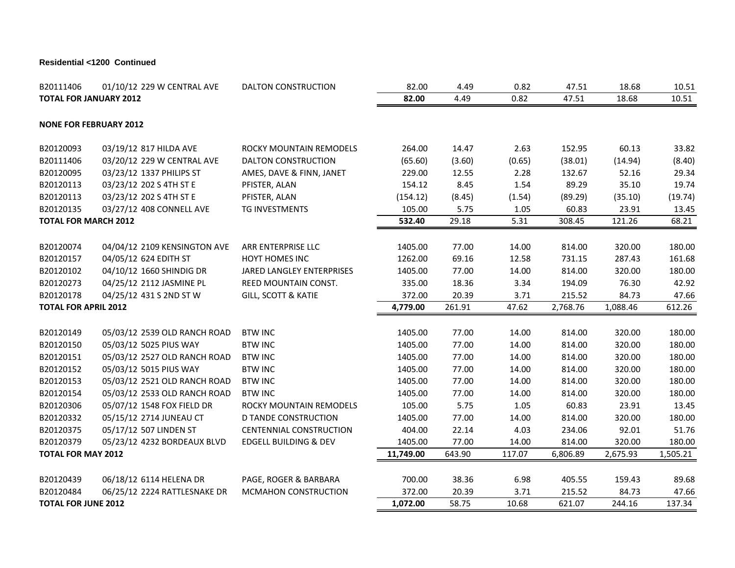**Residential <1200 Continued**

| | | | | | | | | | |
|---|---|---|---|---|---|---|---|---|---|
| B20111406 | 01/10/12 | 229 W CENTRAL AVE | DALTON CONSTRUCTION | 82.00 | 4.49 | 0.82 | 47.51 | 18.68 | 10.51 |
| **TOTAL FOR JANUARY 2012** | | | | **82.00** | 4.49 | 0.82 | 47.51 | 18.68 | 10.51 |
| | | | | | | | | | |
| **NONE FOR FEBRUARY 2012** | | | | | | | | | |
| | | | | | | | | | |
| B20120093 | 03/19/12 | 817 HILDA AVE | ROCKY MOUNTAIN REMODELS | 264.00 | 14.47 | 2.63 | 152.95 | 60.13 | 33.82 |
| B20111406 | 03/20/12 | 229 W CENTRAL AVE | DALTON CONSTRUCTION | (65.60) | (3.60) | (0.65) | (38.01) | (14.94) | (8.40) |
| B20120095 | 03/23/12 | 1337 PHILIPS ST | AMES, DAVE & FINN, JANET | 229.00 | 12.55 | 2.28 | 132.67 | 52.16 | 29.34 |
| B20120113 | 03/23/12 | 202 S 4TH ST E | PFISTER, ALAN | 154.12 | 8.45 | 1.54 | 89.29 | 35.10 | 19.74 |
| B20120113 | 03/23/12 | 202 S 4TH ST E | PFISTER, ALAN | (154.12) | (8.45) | (1.54) | (89.29) | (35.10) | (19.74) |
| B20120135 | 03/27/12 | 408 CONNELL AVE | TG INVESTMENTS | 105.00 | 5.75 | 1.05 | 60.83 | 23.91 | 13.45 |
| **TOTAL FOR MARCH 2012** | | | | **532.40** | 29.18 | 5.31 | 308.45 | 121.26 | 68.21 |
| | | | | | | | | | |
| B20120074 | 04/04/12 | 2109 KENSINGTON AVE | ARR ENTERPRISE LLC | 1405.00 | 77.00 | 14.00 | 814.00 | 320.00 | 180.00 |
| B20120157 | 04/05/12 | 624 EDITH ST | HOYT HOMES INC | 1262.00 | 69.16 | 12.58 | 731.15 | 287.43 | 161.68 |
| B20120102 | 04/10/12 | 1660 SHINDIG DR | JARED LANGLEY ENTERPRISES | 1405.00 | 77.00 | 14.00 | 814.00 | 320.00 | 180.00 |
| B20120273 | 04/25/12 | 2112 JASMINE PL | REED MOUNTAIN CONST. | 335.00 | 18.36 | 3.34 | 194.09 | 76.30 | 42.92 |
| B20120178 | 04/25/12 | 431 S 2ND ST W | GILL, SCOTT & KATIE | 372.00 | 20.39 | 3.71 | 215.52 | 84.73 | 47.66 |
| **TOTAL FOR APRIL 2012** | | | | **4,779.00** | 261.91 | 47.62 | 2,768.76 | 1,088.46 | 612.26 |
| | | | | | | | | | |
| B20120149 | 05/03/12 | 2539 OLD RANCH ROAD | BTW INC | 1405.00 | 77.00 | 14.00 | 814.00 | 320.00 | 180.00 |
| B20120150 | 05/03/12 | 5025 PIUS WAY | BTW INC | 1405.00 | 77.00 | 14.00 | 814.00 | 320.00 | 180.00 |
| B20120151 | 05/03/12 | 2527 OLD RANCH ROAD | BTW INC | 1405.00 | 77.00 | 14.00 | 814.00 | 320.00 | 180.00 |
| B20120152 | 05/03/12 | 5015 PIUS WAY | BTW INC | 1405.00 | 77.00 | 14.00 | 814.00 | 320.00 | 180.00 |
| B20120153 | 05/03/12 | 2521 OLD RANCH ROAD | BTW INC | 1405.00 | 77.00 | 14.00 | 814.00 | 320.00 | 180.00 |
| B20120154 | 05/03/12 | 2533 OLD RANCH ROAD | BTW INC | 1405.00 | 77.00 | 14.00 | 814.00 | 320.00 | 180.00 |
| B20120306 | 05/07/12 | 1548 FOX FIELD DR | ROCKY MOUNTAIN REMODELS | 105.00 | 5.75 | 1.05 | 60.83 | 23.91 | 13.45 |
| B20120332 | 05/15/12 | 2714 JUNEAU CT | D TANDE CONSTRUCTION | 1405.00 | 77.00 | 14.00 | 814.00 | 320.00 | 180.00 |
| B20120375 | 05/17/12 | 507 LINDEN ST | CENTENNIAL CONSTRUCTION | 404.00 | 22.14 | 4.03 | 234.06 | 92.01 | 51.76 |
| B20120379 | 05/23/12 | 4232 BORDEAUX BLVD | EDGELL BUILDING & DEV | 1405.00 | 77.00 | 14.00 | 814.00 | 320.00 | 180.00 |
| **TOTAL FOR MAY 2012** | | | | **11,749.00** | 643.90 | 117.07 | 6,806.89 | 2,675.93 | 1,505.21 |
| | | | | | | | | | |
| B20120439 | 06/18/12 | 6114 HELENA DR | PAGE, ROGER & BARBARA | 700.00 | 38.36 | 6.98 | 405.55 | 159.43 | 89.68 |
| B20120484 | 06/25/12 | 2224 RATTLESNAKE DR | MCMAHON CONSTRUCTION | 372.00 | 20.39 | 3.71 | 215.52 | 84.73 | 47.66 |
| **TOTAL FOR JUNE 2012** | | | | **1,072.00** | 58.75 | 10.68 | 621.07 | 244.16 | 137.34 |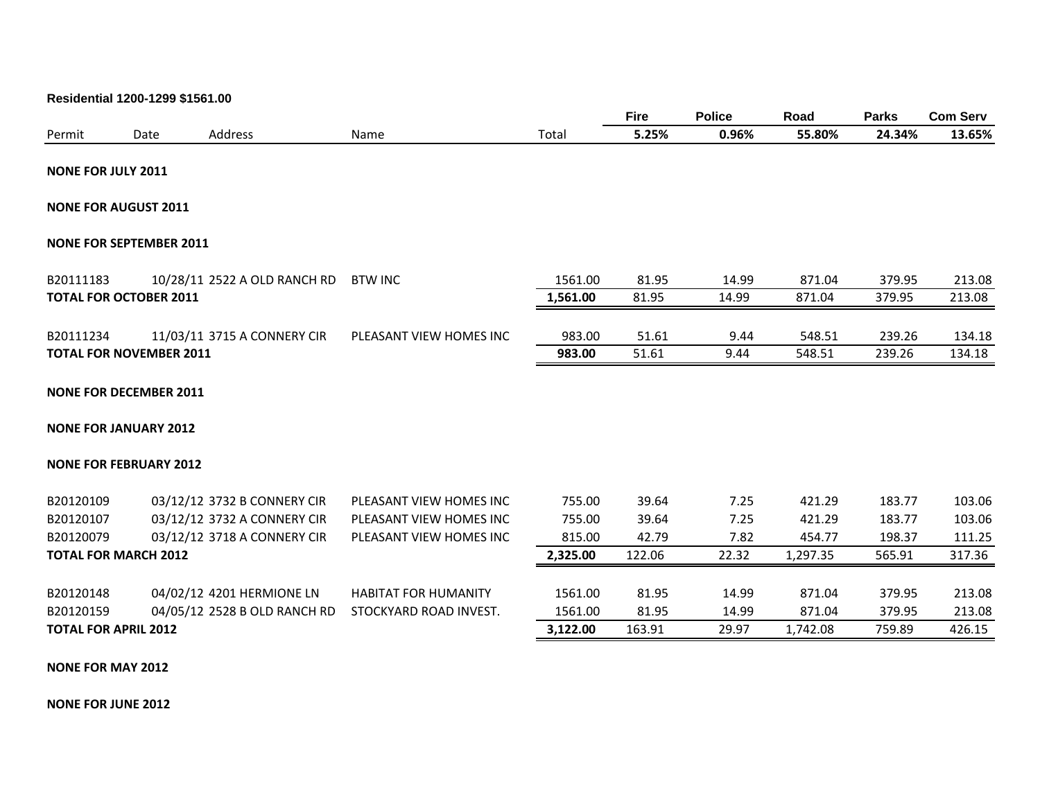**Residential 1200-1299 $1561.00**

| Permit | Date | Address | Name | Total | Fire 5.25% | Police 0.96% | Road 55.80% | Parks 24.34% | Com Serv 13.65% |
|---|---|---|---|---|---|---|---|---|---|
| **NONE FOR JULY 2011** | | | | | | | | | |
| **NONE FOR AUGUST 2011** | | | | | | | | | |
| **NONE FOR SEPTEMBER 2011** | | | | | | | | | |
| B20111183 | 10/28/11 | 2522 A OLD RANCH RD | BTW INC | 1561.00 | 81.95 | 14.99 | 871.04 | 379.95 | 213.08 |
| **TOTAL FOR OCTOBER 2011** | | | | **1,561.00** | 81.95 | 14.99 | 871.04 | 379.95 | 213.08 |
| B20111234 | 11/03/11 | 3715 A CONNERY CIR | PLEASANT VIEW HOMES INC | 983.00 | 51.61 | 9.44 | 548.51 | 239.26 | 134.18 |
| **TOTAL FOR NOVEMBER 2011** | | | | **983.00** | 51.61 | 9.44 | 548.51 | 239.26 | 134.18 |
| **NONE FOR DECEMBER 2011** | | | | | | | | | |
| **NONE FOR JANUARY 2012** | | | | | | | | | |
| **NONE FOR FEBRUARY 2012** | | | | | | | | | |
| B20120109 | 03/12/12 | 3732 B CONNERY CIR | PLEASANT VIEW HOMES INC | 755.00 | 39.64 | 7.25 | 421.29 | 183.77 | 103.06 |
| B20120107 | 03/12/12 | 3732 A CONNERY CIR | PLEASANT VIEW HOMES INC | 755.00 | 39.64 | 7.25 | 421.29 | 183.77 | 103.06 |
| B20120079 | 03/12/12 | 3718 A CONNERY CIR | PLEASANT VIEW HOMES INC | 815.00 | 42.79 | 7.82 | 454.77 | 198.37 | 111.25 |
| **TOTAL FOR MARCH 2012** | | | | **2,325.00** | 122.06 | 22.32 | 1,297.35 | 565.91 | 317.36 |
| B20120148 | 04/02/12 | 4201 HERMIONE LN | HABITAT FOR HUMANITY | 1561.00 | 81.95 | 14.99 | 871.04 | 379.95 | 213.08 |
| B20120159 | 04/05/12 | 2528 B OLD RANCH RD | STOCKYARD ROAD INVEST. | 1561.00 | 81.95 | 14.99 | 871.04 | 379.95 | 213.08 |
| **TOTAL FOR APRIL 2012** | | | | **3,122.00** | 163.91 | 29.97 | 1,742.08 | 759.89 | 426.15 |
| **NONE FOR MAY 2012** | | | | | | | | | |
| **NONE FOR JUNE 2012** | | | | | | | | | |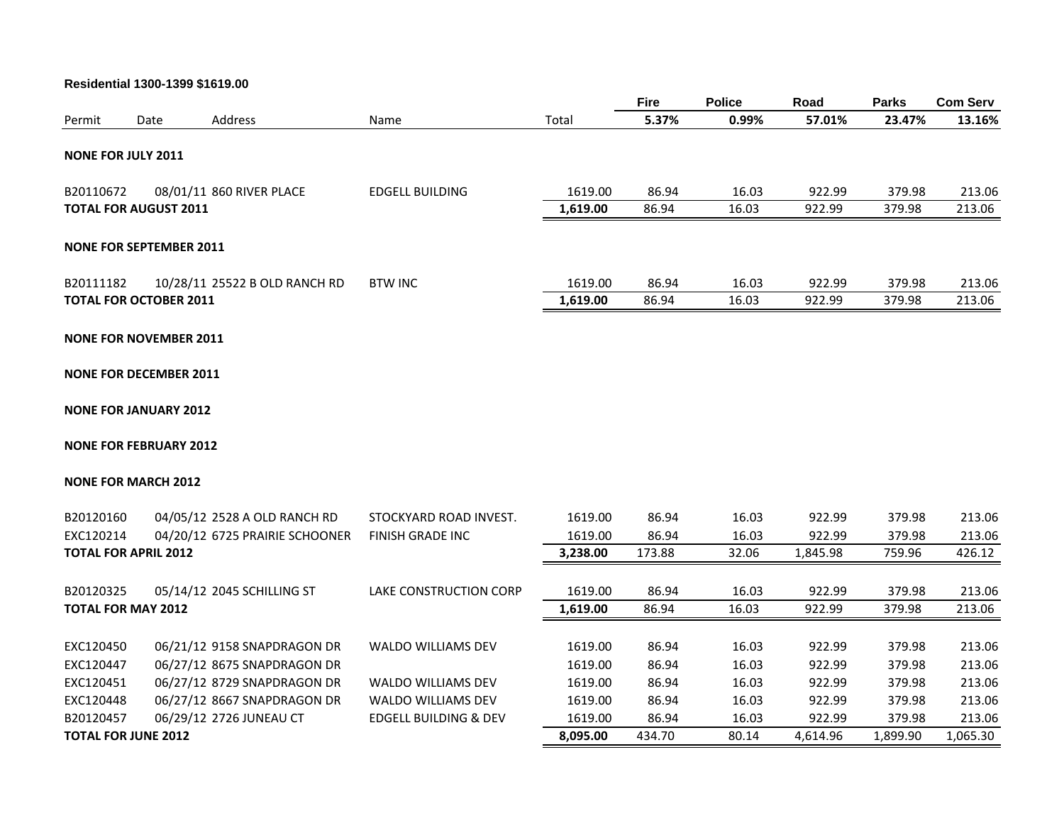**Residential 1300-1399 $1619.00**

| Permit | Date | Address | Name | Total | Fire 5.37% | Police 0.99% | Road 57.01% | Parks 23.47% | Com Serv 13.16% |
|---|---|---|---|---|---|---|---|---|---|
| **NONE FOR JULY 2011** | | | | | | | | | |
| B20110672 | 08/01/11 | 860 RIVER PLACE | EDGELL BUILDING | 1619.00 | 86.94 | 16.03 | 922.99 | 379.98 | 213.06 |
| **TOTAL FOR AUGUST 2011** | | | | **1,619.00** | 86.94 | 16.03 | 922.99 | 379.98 | 213.06 |
| **NONE FOR SEPTEMBER 2011** | | | | | | | | | |
| B20111182 | 10/28/11 | 25522 B OLD RANCH RD | BTW INC | 1619.00 | 86.94 | 16.03 | 922.99 | 379.98 | 213.06 |
| **TOTAL FOR OCTOBER 2011** | | | | **1,619.00** | 86.94 | 16.03 | 922.99 | 379.98 | 213.06 |
| **NONE FOR NOVEMBER 2011** | | | | | | | | | |
| **NONE FOR DECEMBER 2011** | | | | | | | | | |
| **NONE FOR JANUARY 2012** | | | | | | | | | |
| **NONE FOR FEBRUARY 2012** | | | | | | | | | |
| **NONE FOR MARCH 2012** | | | | | | | | | |
| B20120160 | 04/05/12 | 2528 A OLD RANCH RD | STOCKYARD ROAD INVEST. | 1619.00 | 86.94 | 16.03 | 922.99 | 379.98 | 213.06 |
| EXC120214 | 04/20/12 | 6725 PRAIRIE SCHOONER | FINISH GRADE INC | 1619.00 | 86.94 | 16.03 | 922.99 | 379.98 | 213.06 |
| **TOTAL FOR APRIL 2012** | | | | **3,238.00** | 173.88 | 32.06 | 1,845.98 | 759.96 | 426.12 |
| B20120325 | 05/14/12 | 2045 SCHILLING ST | LAKE CONSTRUCTION CORP | 1619.00 | 86.94 | 16.03 | 922.99 | 379.98 | 213.06 |
| **TOTAL FOR MAY 2012** | | | | **1,619.00** | 86.94 | 16.03 | 922.99 | 379.98 | 213.06 |
| EXC120450 | 06/21/12 | 9158 SNAPDRAGON DR | WALDO WILLIAMS DEV | 1619.00 | 86.94 | 16.03 | 922.99 | 379.98 | 213.06 |
| EXC120447 | 06/27/12 | 8675 SNAPDRAGON DR | | 1619.00 | 86.94 | 16.03 | 922.99 | 379.98 | 213.06 |
| EXC120451 | 06/27/12 | 8729 SNAPDRAGON DR | WALDO WILLIAMS DEV | 1619.00 | 86.94 | 16.03 | 922.99 | 379.98 | 213.06 |
| EXC120448 | 06/27/12 | 8667 SNAPDRAGON DR | WALDO WILLIAMS DEV | 1619.00 | 86.94 | 16.03 | 922.99 | 379.98 | 213.06 |
| B20120457 | 06/29/12 | 2726 JUNEAU CT | EDGELL BUILDING & DEV | 1619.00 | 86.94 | 16.03 | 922.99 | 379.98 | 213.06 |
| **TOTAL FOR JUNE 2012** | | | | **8,095.00** | 434.70 | 80.14 | 4,614.96 | 1,899.90 | 1,065.30 |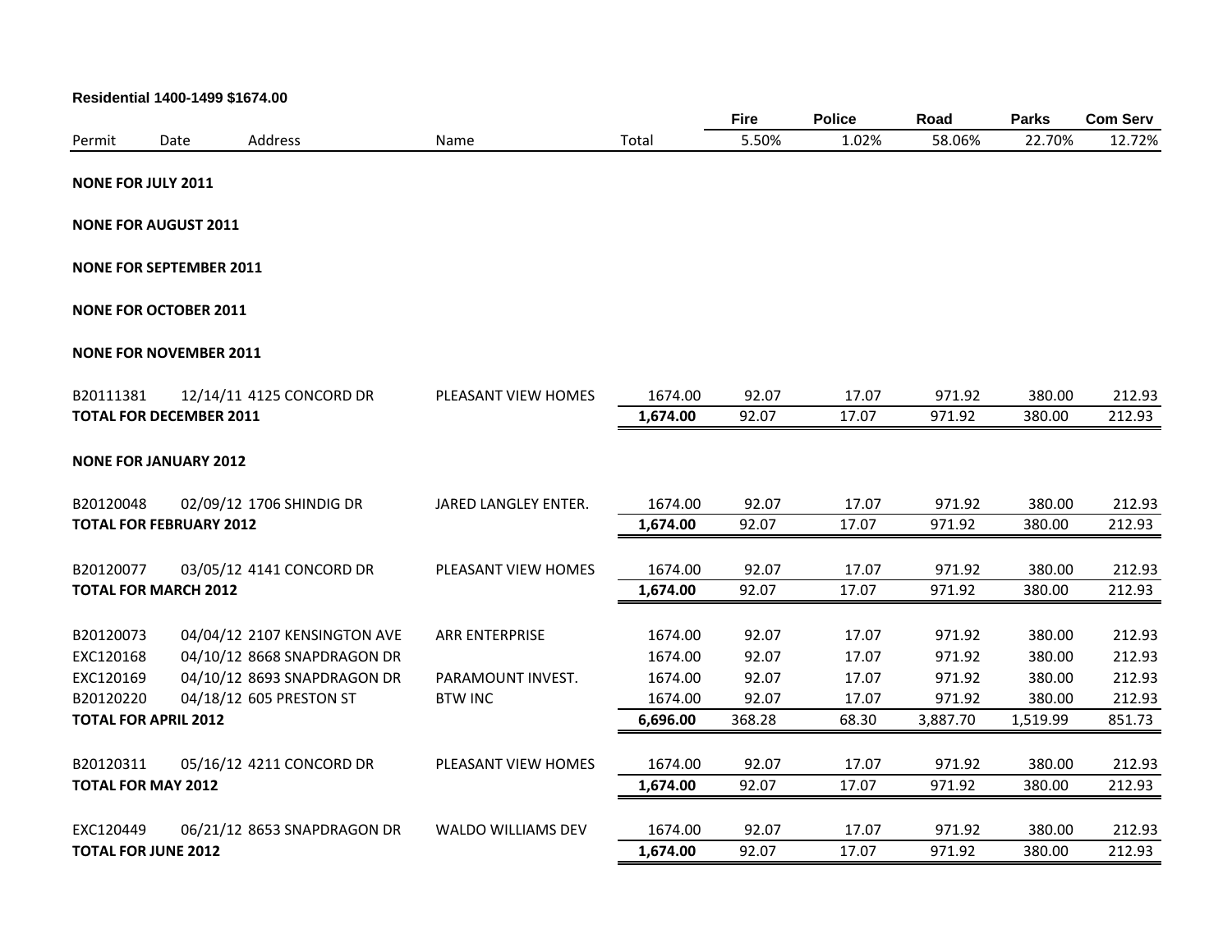**Residential 1400-1499 $1674.00**

| Permit | Date | Address | Name | Total | Fire 5.50% | Police 1.02% | Road 58.06% | Parks 22.70% | Com Serv 12.72% |
|---|---|---|---|---|---|---|---|---|---|
| **NONE FOR JULY 2011** | | | | | | | | | |
| **NONE FOR AUGUST 2011** | | | | | | | | | |
| **NONE FOR SEPTEMBER 2011** | | | | | | | | | |
| **NONE FOR OCTOBER 2011** | | | | | | | | | |
| **NONE FOR NOVEMBER 2011** | | | | | | | | | |
| B20111381 | 12/14/11 | 4125 CONCORD DR | PLEASANT VIEW HOMES | 1674.00 | 92.07 | 17.07 | 971.92 | 380.00 | 212.93 |
| **TOTAL FOR DECEMBER 2011** | | | | **1,674.00** | 92.07 | 17.07 | 971.92 | 380.00 | 212.93 |
| **NONE FOR JANUARY 2012** | | | | | | | | | |
| B20120048 | 02/09/12 | 1706 SHINDIG DR | JARED LANGLEY ENTER. | 1674.00 | 92.07 | 17.07 | 971.92 | 380.00 | 212.93 |
| **TOTAL FOR FEBRUARY 2012** | | | | **1,674.00** | 92.07 | 17.07 | 971.92 | 380.00 | 212.93 |
| B20120077 | 03/05/12 | 4141 CONCORD DR | PLEASANT VIEW HOMES | 1674.00 | 92.07 | 17.07 | 971.92 | 380.00 | 212.93 |
| **TOTAL FOR MARCH 2012** | | | | **1,674.00** | 92.07 | 17.07 | 971.92 | 380.00 | 212.93 |
| B20120073 | 04/04/12 | 2107 KENSINGTON AVE | ARR ENTERPRISE | 1674.00 | 92.07 | 17.07 | 971.92 | 380.00 | 212.93 |
| EXC120168 | 04/10/12 | 8668 SNAPDRAGON DR | | 1674.00 | 92.07 | 17.07 | 971.92 | 380.00 | 212.93 |
| EXC120169 | 04/10/12 | 8693 SNAPDRAGON DR | PARAMOUNT INVEST. | 1674.00 | 92.07 | 17.07 | 971.92 | 380.00 | 212.93 |
| B20120220 | 04/18/12 | 605 PRESTON ST | BTW INC | 1674.00 | 92.07 | 17.07 | 971.92 | 380.00 | 212.93 |
| **TOTAL FOR APRIL 2012** | | | | **6,696.00** | 368.28 | 68.30 | 3,887.70 | 1,519.99 | 851.73 |
| B20120311 | 05/16/12 | 4211 CONCORD DR | PLEASANT VIEW HOMES | 1674.00 | 92.07 | 17.07 | 971.92 | 380.00 | 212.93 |
| **TOTAL FOR MAY 2012** | | | | **1,674.00** | 92.07 | 17.07 | 971.92 | 380.00 | 212.93 |
| EXC120449 | 06/21/12 | 8653 SNAPDRAGON DR | WALDO WILLIAMS DEV | 1674.00 | 92.07 | 17.07 | 971.92 | 380.00 | 212.93 |
| **TOTAL FOR JUNE 2012** | | | | **1,674.00** | 92.07 | 17.07 | 971.92 | 380.00 | 212.93 |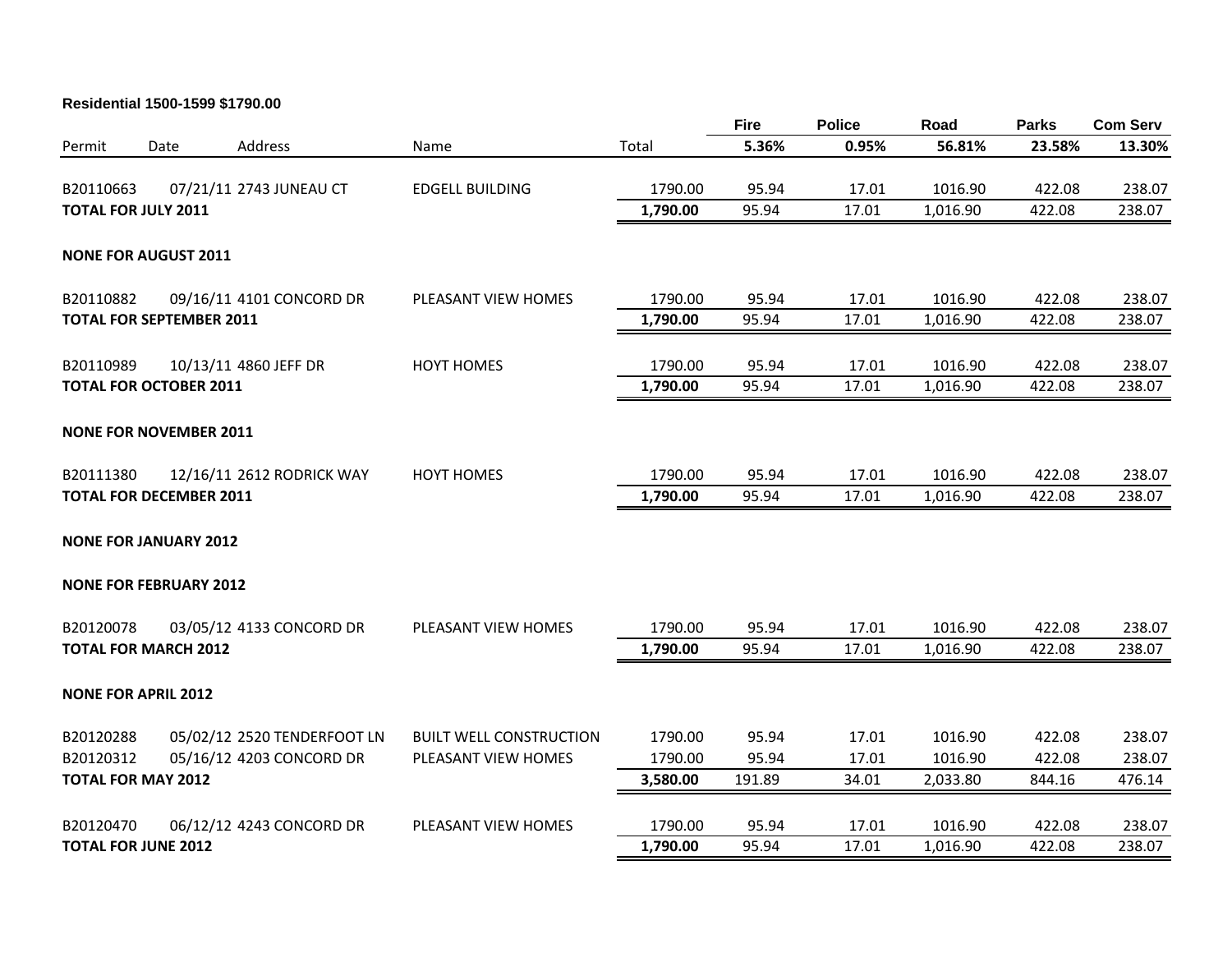**Residential 1500-1599 $1790.00**

| Permit | Date | Address | Name | Total | Fire 5.36% | Police 0.95% | Road 56.81% | Parks 23.58% | Com Serv 13.30% |
|---|---|---|---|---|---|---|---|---|---|
| B20110663 | 07/21/11 | 2743 JUNEAU CT | EDGELL BUILDING | 1790.00 | 95.94 | 17.01 | 1016.90 | 422.08 | 238.07 |
| **TOTAL FOR JULY 2011** | | | | **1,790.00** | 95.94 | 17.01 | 1,016.90 | 422.08 | 238.07 |
| **NONE FOR AUGUST 2011** | | | | | | | | | |
| B20110882 | 09/16/11 | 4101 CONCORD DR | PLEASANT VIEW HOMES | 1790.00 | 95.94 | 17.01 | 1016.90 | 422.08 | 238.07 |
| **TOTAL FOR SEPTEMBER 2011** | | | | **1,790.00** | 95.94 | 17.01 | 1,016.90 | 422.08 | 238.07 |
| B20110989 | 10/13/11 | 4860 JEFF DR | HOYT HOMES | 1790.00 | 95.94 | 17.01 | 1016.90 | 422.08 | 238.07 |
| **TOTAL FOR OCTOBER 2011** | | | | **1,790.00** | 95.94 | 17.01 | 1,016.90 | 422.08 | 238.07 |
| **NONE FOR NOVEMBER 2011** | | | | | | | | | |
| B20111380 | 12/16/11 | 2612 RODRICK WAY | HOYT HOMES | 1790.00 | 95.94 | 17.01 | 1016.90 | 422.08 | 238.07 |
| **TOTAL FOR DECEMBER 2011** | | | | **1,790.00** | 95.94 | 17.01 | 1,016.90 | 422.08 | 238.07 |
| **NONE FOR JANUARY 2012** | | | | | | | | | |
| **NONE FOR FEBRUARY 2012** | | | | | | | | | |
| B20120078 | 03/05/12 | 4133 CONCORD DR | PLEASANT VIEW HOMES | 1790.00 | 95.94 | 17.01 | 1016.90 | 422.08 | 238.07 |
| **TOTAL FOR MARCH 2012** | | | | **1,790.00** | 95.94 | 17.01 | 1,016.90 | 422.08 | 238.07 |
| **NONE FOR APRIL 2012** | | | | | | | | | |
| B20120288 | 05/02/12 | 2520 TENDERFOOT LN | BUILT WELL CONSTRUCTION | 1790.00 | 95.94 | 17.01 | 1016.90 | 422.08 | 238.07 |
| B20120312 | 05/16/12 | 4203 CONCORD DR | PLEASANT VIEW HOMES | 1790.00 | 95.94 | 17.01 | 1016.90 | 422.08 | 238.07 |
| **TOTAL FOR MAY 2012** | | | | **3,580.00** | 191.89 | 34.01 | 2,033.80 | 844.16 | 476.14 |
| B20120470 | 06/12/12 | 4243 CONCORD DR | PLEASANT VIEW HOMES | 1790.00 | 95.94 | 17.01 | 1016.90 | 422.08 | 238.07 |
| **TOTAL FOR JUNE 2012** | | | | **1,790.00** | 95.94 | 17.01 | 1,016.90 | 422.08 | 238.07 |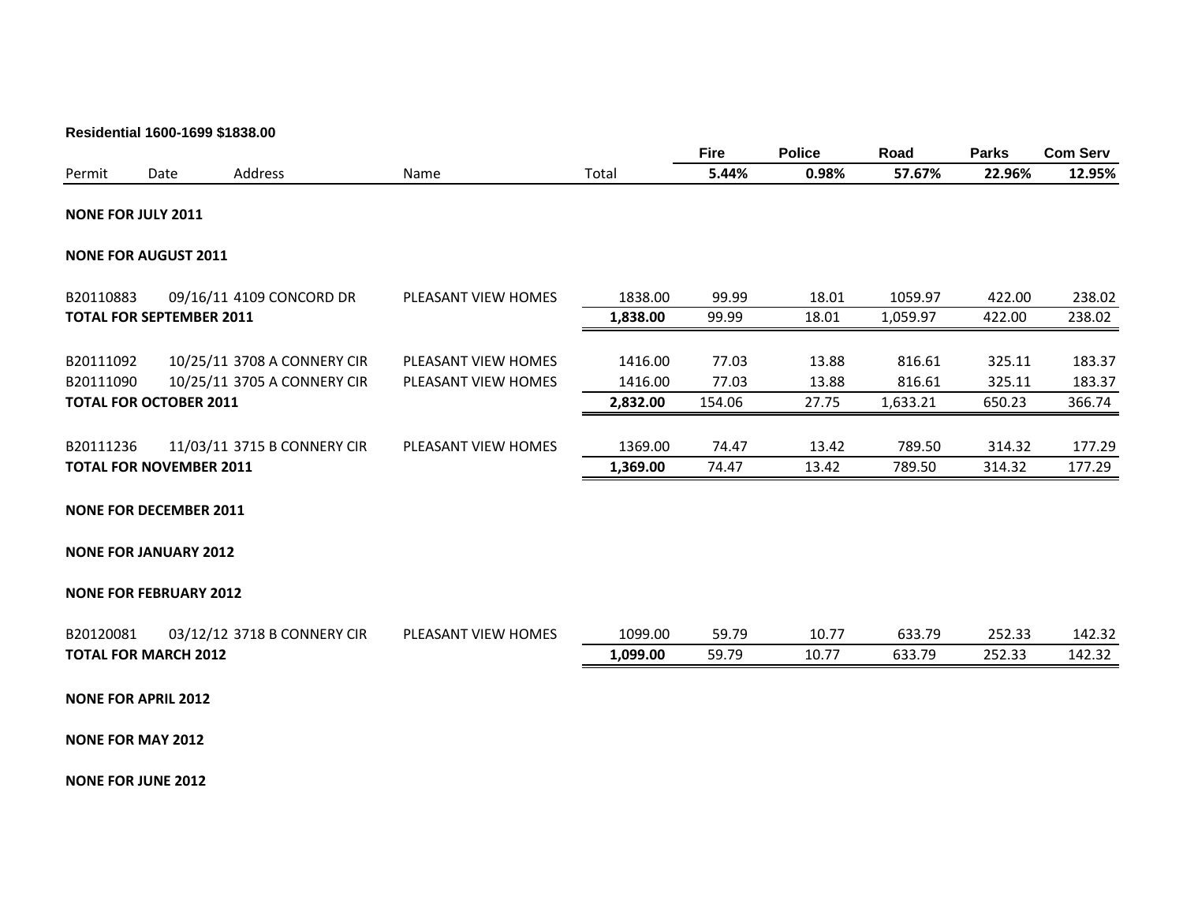**Residential 1600-1699 $1838.00**

| Permit | Date | Address | Name | Total | Fire 5.44% | Police 0.98% | Road 57.67% | Parks 22.96% | Com Serv 12.95% |
|---|---|---|---|---|---|---|---|---|---|
| **NONE FOR JULY 2011** | | | | | | | | | |
| **NONE FOR AUGUST 2011** | | | | | | | | | |
| B20110883 | 09/16/11 | 4109 CONCORD DR | PLEASANT VIEW HOMES | 1838.00 | 99.99 | 18.01 | 1059.97 | 422.00 | 238.02 |
| **TOTAL FOR SEPTEMBER 2011** | | | | **1,838.00** | 99.99 | 18.01 | 1,059.97 | 422.00 | 238.02 |
| B20111092 | 10/25/11 | 3708 A CONNERY CIR | PLEASANT VIEW HOMES | 1416.00 | 77.03 | 13.88 | 816.61 | 325.11 | 183.37 |
| B20111090 | 10/25/11 | 3705 A CONNERY CIR | PLEASANT VIEW HOMES | 1416.00 | 77.03 | 13.88 | 816.61 | 325.11 | 183.37 |
| **TOTAL FOR OCTOBER 2011** | | | | **2,832.00** | 154.06 | 27.75 | 1,633.21 | 650.23 | 366.74 |
| B20111236 | 11/03/11 | 3715 B CONNERY CIR | PLEASANT VIEW HOMES | 1369.00 | 74.47 | 13.42 | 789.50 | 314.32 | 177.29 |
| **TOTAL FOR NOVEMBER 2011** | | | | **1,369.00** | 74.47 | 13.42 | 789.50 | 314.32 | 177.29 |
| **NONE FOR DECEMBER 2011** | | | | | | | | | |
| **NONE FOR JANUARY 2012** | | | | | | | | | |
| **NONE FOR FEBRUARY 2012** | | | | | | | | | |
| B20120081 | 03/12/12 | 3718 B CONNERY CIR | PLEASANT VIEW HOMES | 1099.00 | 59.79 | 10.77 | 633.79 | 252.33 | 142.32 |
| **TOTAL FOR MARCH 2012** | | | | **1,099.00** | 59.79 | 10.77 | 633.79 | 252.33 | 142.32 |
| **NONE FOR APRIL 2012** | | | | | | | | | |
| **NONE FOR MAY 2012** | | | | | | | | | |
| **NONE FOR JUNE 2012** | | | | | | | | | |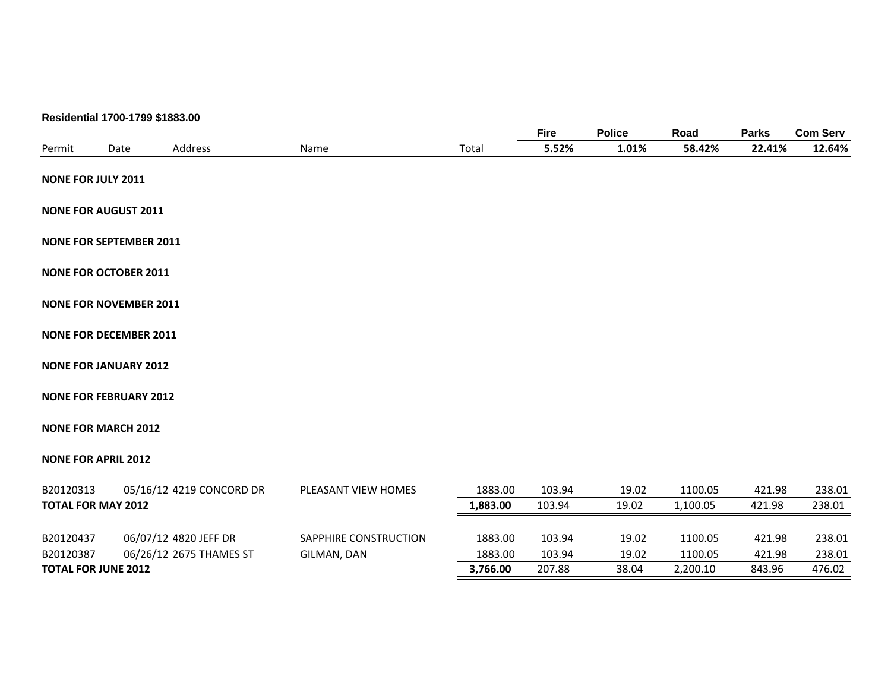**Residential 1700-1799 $1883.00**

| Permit | Date | Address | Name | Total | Fire<br>5.52% | Police<br>1.01% | Road<br>58.42% | Parks<br>22.41% | Com Serv<br>12.64% |
|---|---|---|---|---|---|---|---|---|---|
| **NONE FOR JULY 2011** | | | | | | | | | |
| **NONE FOR AUGUST 2011** | | | | | | | | | |
| **NONE FOR SEPTEMBER 2011** | | | | | | | | | |
| **NONE FOR OCTOBER 2011** | | | | | | | | | |
| **NONE FOR NOVEMBER 2011** | | | | | | | | | |
| **NONE FOR DECEMBER 2011** | | | | | | | | | |
| **NONE FOR JANUARY 2012** | | | | | | | | | |
| **NONE FOR FEBRUARY 2012** | | | | | | | | | |
| **NONE FOR MARCH 2012** | | | | | | | | | |
| **NONE FOR APRIL 2012** | | | | | | | | | |
| B20120313 | 05/16/12 | 4219 CONCORD DR | PLEASANT VIEW HOMES | 1883.00 | 103.94 | 19.02 | 1100.05 | 421.98 | 238.01 |
| **TOTAL FOR MAY 2012** | | | | **1,883.00** | 103.94 | 19.02 | 1,100.05 | 421.98 | 238.01 |
| B20120437 | 06/07/12 | 4820 JEFF DR | SAPPHIRE CONSTRUCTION | 1883.00 | 103.94 | 19.02 | 1100.05 | 421.98 | 238.01 |
| B20120387 | 06/26/12 | 2675 THAMES ST | GILMAN, DAN | 1883.00 | 103.94 | 19.02 | 1100.05 | 421.98 | 238.01 |
| **TOTAL FOR JUNE 2012** | | | | **3,766.00** | 207.88 | 38.04 | 2,200.10 | 843.96 | 476.02 |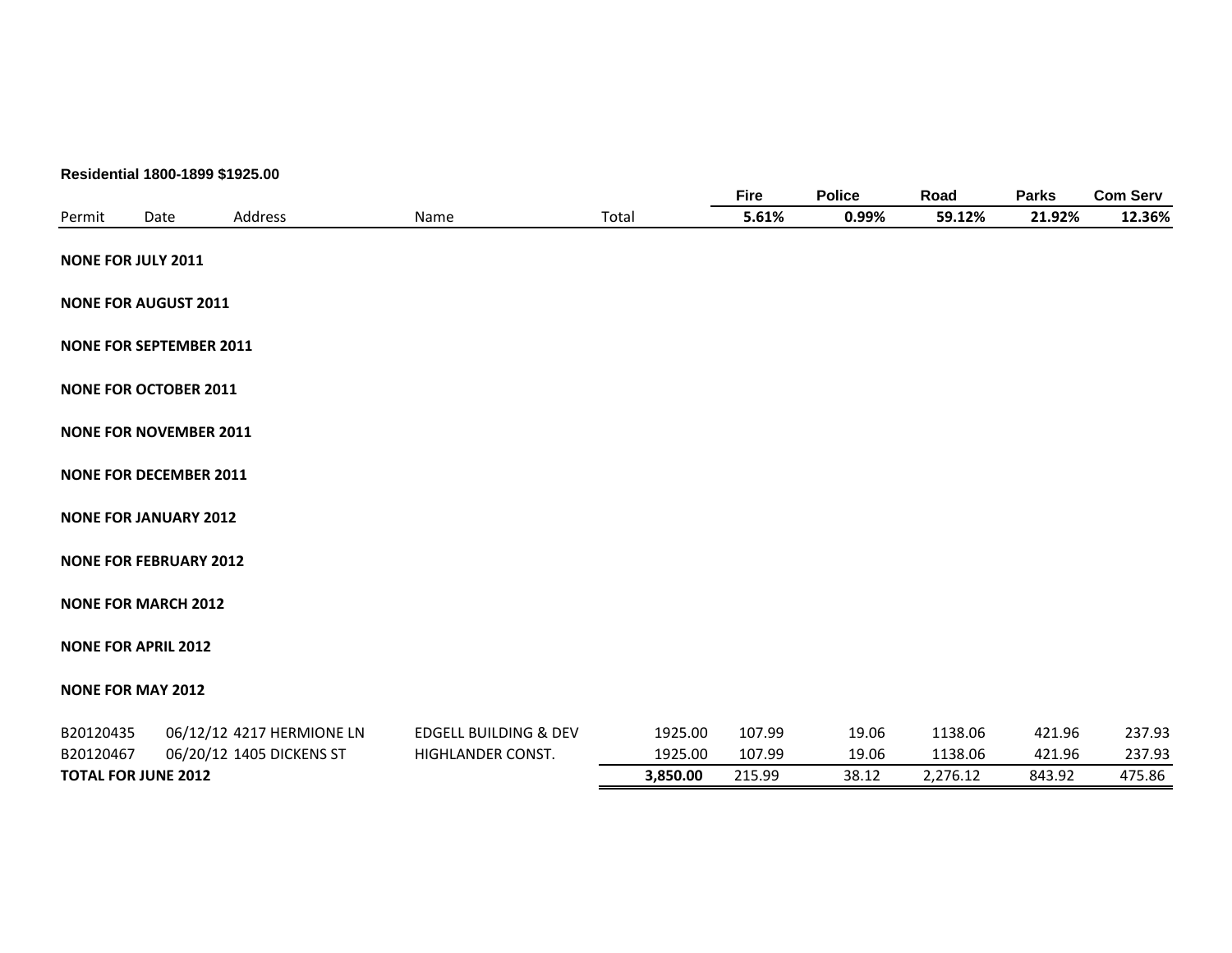**Residential 1800-1899 $1925.00**

| Permit | Date | Address | Name | Total | Fire 5.61% | Police 0.99% | Road 59.12% | Parks 21.92% | Com Serv 12.36% |
|---|---|---|---|---|---|---|---|---|---|
| **NONE FOR JULY 2011** | | | | | | | | | |
| **NONE FOR AUGUST 2011** | | | | | | | | | |
| **NONE FOR SEPTEMBER 2011** | | | | | | | | | |
| **NONE FOR OCTOBER 2011** | | | | | | | | | |
| **NONE FOR NOVEMBER 2011** | | | | | | | | | |
| **NONE FOR DECEMBER 2011** | | | | | | | | | |
| **NONE FOR JANUARY 2012** | | | | | | | | | |
| **NONE FOR FEBRUARY 2012** | | | | | | | | | |
| **NONE FOR MARCH 2012** | | | | | | | | | |
| **NONE FOR APRIL 2012** | | | | | | | | | |
| **NONE FOR MAY 2012** | | | | | | | | | |
| B20120435 | 06/12/12 | 4217 HERMIONE LN | EDGELL BUILDING & DEV | 1925.00 | 107.99 | 19.06 | 1138.06 | 421.96 | 237.93 |
| B20120467 | 06/20/12 | 1405 DICKENS ST | HIGHLANDER CONST. | 1925.00 | 107.99 | 19.06 | 1138.06 | 421.96 | 237.93 |
| **TOTAL FOR JUNE 2012** | | | | **3,850.00** | 215.99 | 38.12 | 2,276.12 | 843.92 | 475.86 |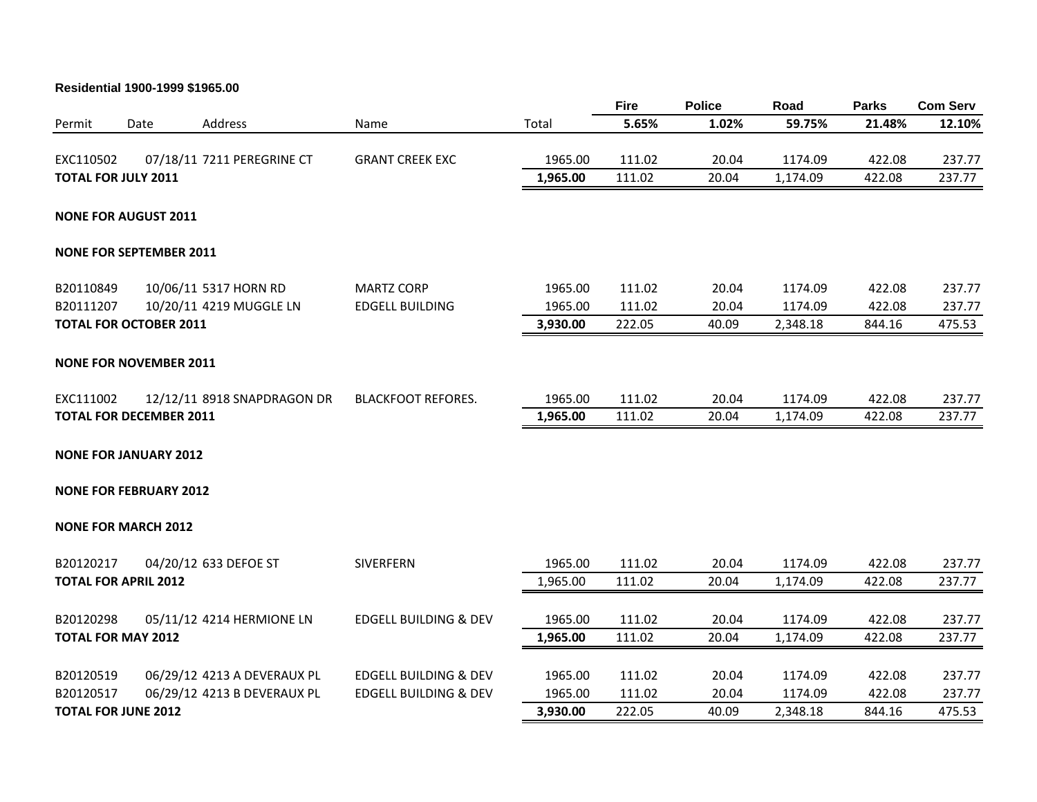**Residential 1900-1999 $1965.00**

| Permit | Date | Address | Name | Total | Fire 5.65% | Police 1.02% | Road 59.75% | Parks 21.48% | Com Serv 12.10% |
|---|---|---|---|---|---|---|---|---|---|
| EXC110502 | 07/18/11 | 7211 PEREGRINE CT | GRANT CREEK EXC | 1965.00 | 111.02 | 20.04 | 1174.09 | 422.08 | 237.77 |
| **TOTAL FOR JULY 2011** | | | | **1,965.00** | 111.02 | 20.04 | 1,174.09 | 422.08 | 237.77 |
| **NONE FOR AUGUST 2011** | | | | | | | | | |
| **NONE FOR SEPTEMBER 2011** | | | | | | | | | |
| B20110849 | 10/06/11 | 5317 HORN RD | MARTZ CORP | 1965.00 | 111.02 | 20.04 | 1174.09 | 422.08 | 237.77 |
| B20111207 | 10/20/11 | 4219 MUGGLE LN | EDGELL BUILDING | 1965.00 | 111.02 | 20.04 | 1174.09 | 422.08 | 237.77 |
| **TOTAL FOR OCTOBER 2011** | | | | **3,930.00** | 222.05 | 40.09 | 2,348.18 | 844.16 | 475.53 |
| **NONE FOR NOVEMBER 2011** | | | | | | | | | |
| EXC111002 | 12/12/11 | 8918 SNAPDRAGON DR | BLACKFOOT REFORES. | 1965.00 | 111.02 | 20.04 | 1174.09 | 422.08 | 237.77 |
| **TOTAL FOR DECEMBER 2011** | | | | **1,965.00** | 111.02 | 20.04 | 1,174.09 | 422.08 | 237.77 |
| **NONE FOR JANUARY 2012** | | | | | | | | | |
| **NONE FOR FEBRUARY 2012** | | | | | | | | | |
| **NONE FOR MARCH 2012** | | | | | | | | | |
| B20120217 | 04/20/12 | 633 DEFOE ST | SIVERFERN | 1965.00 | 111.02 | 20.04 | 1174.09 | 422.08 | 237.77 |
| **TOTAL FOR APRIL 2012** | | | | 1,965.00 | 111.02 | 20.04 | 1,174.09 | 422.08 | 237.77 |
| B20120298 | 05/11/12 | 4214 HERMIONE LN | EDGELL BUILDING & DEV | 1965.00 | 111.02 | 20.04 | 1174.09 | 422.08 | 237.77 |
| **TOTAL FOR MAY 2012** | | | | **1,965.00** | 111.02 | 20.04 | 1,174.09 | 422.08 | 237.77 |
| B20120519 | 06/29/12 | 4213 A DEVERAUX PL | EDGELL BUILDING & DEV | 1965.00 | 111.02 | 20.04 | 1174.09 | 422.08 | 237.77 |
| B20120517 | 06/29/12 | 4213 B DEVERAUX PL | EDGELL BUILDING & DEV | 1965.00 | 111.02 | 20.04 | 1174.09 | 422.08 | 237.77 |
| **TOTAL FOR JUNE 2012** | | | | **3,930.00** | 222.05 | 40.09 | 2,348.18 | 844.16 | 475.53 |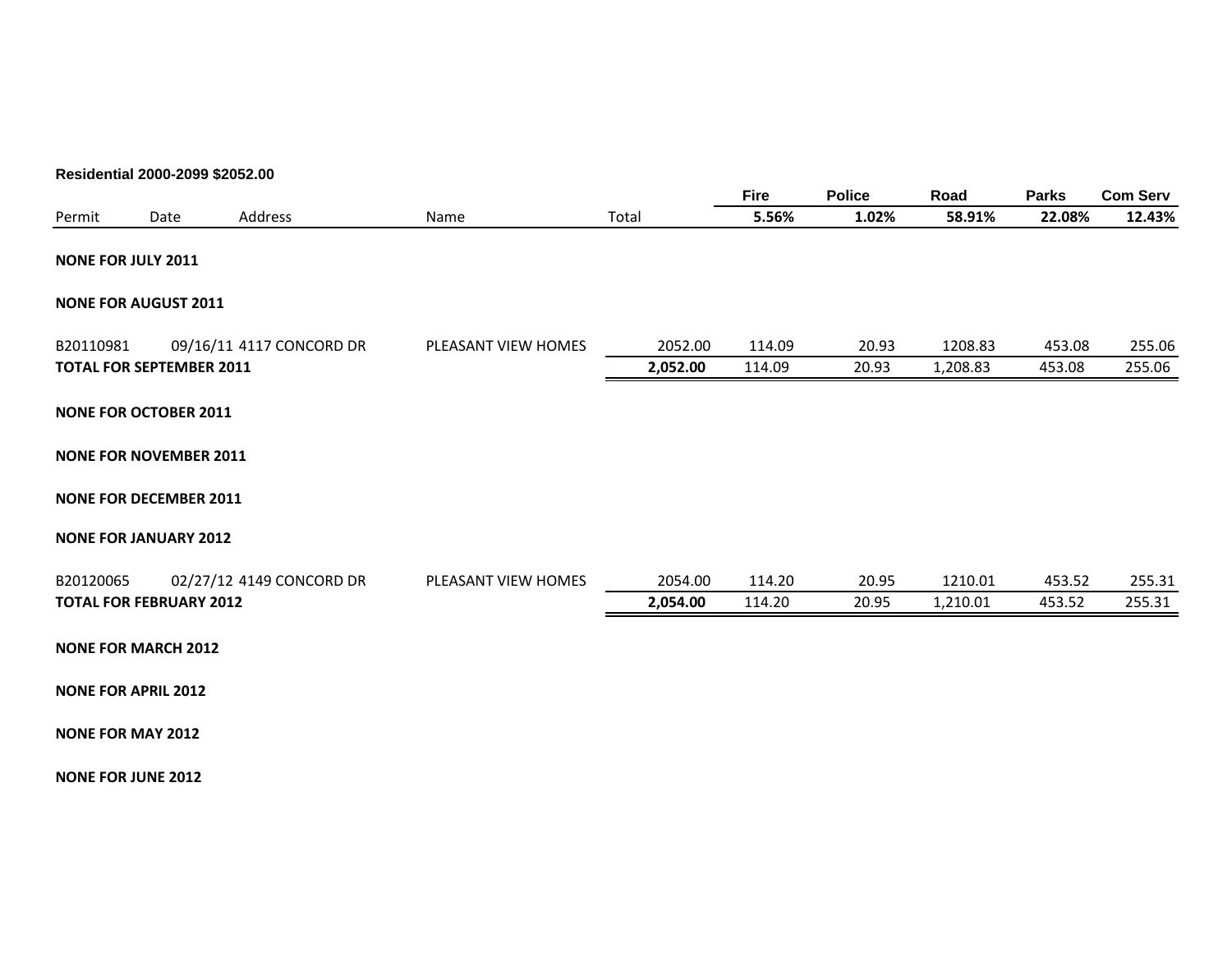**Residential 2000-2099 $2052.00**

| Permit | Date | Address | Name | Total | Fire 5.56% | Police 1.02% | Road 58.91% | Parks 22.08% | Com Serv 12.43% |
|---|---|---|---|---|---|---|---|---|---|
| **NONE FOR JULY 2011** | | | | | | | | | |
| **NONE FOR AUGUST 2011** | | | | | | | | | |
| B20110981 | 09/16/11 | 4117 CONCORD DR | PLEASANT VIEW HOMES | 2052.00 | 114.09 | 20.93 | 1208.83 | 453.08 | 255.06 |
| **TOTAL FOR SEPTEMBER 2011** | | | | **2,052.00** | 114.09 | 20.93 | 1,208.83 | 453.08 | 255.06 |
| **NONE FOR OCTOBER 2011** | | | | | | | | | |
| **NONE FOR NOVEMBER 2011** | | | | | | | | | |
| **NONE FOR DECEMBER 2011** | | | | | | | | | |
| **NONE FOR JANUARY 2012** | | | | | | | | | |
| B20120065 | 02/27/12 | 4149 CONCORD DR | PLEASANT VIEW HOMES | 2054.00 | 114.20 | 20.95 | 1210.01 | 453.52 | 255.31 |
| **TOTAL FOR FEBRUARY 2012** | | | | **2,054.00** | 114.20 | 20.95 | 1,210.01 | 453.52 | 255.31 |
| **NONE FOR MARCH 2012** | | | | | | | | | |
| **NONE FOR APRIL 2012** | | | | | | | | | |
| **NONE FOR MAY 2012** | | | | | | | | | |
| **NONE FOR JUNE 2012** | | | | | | | | | |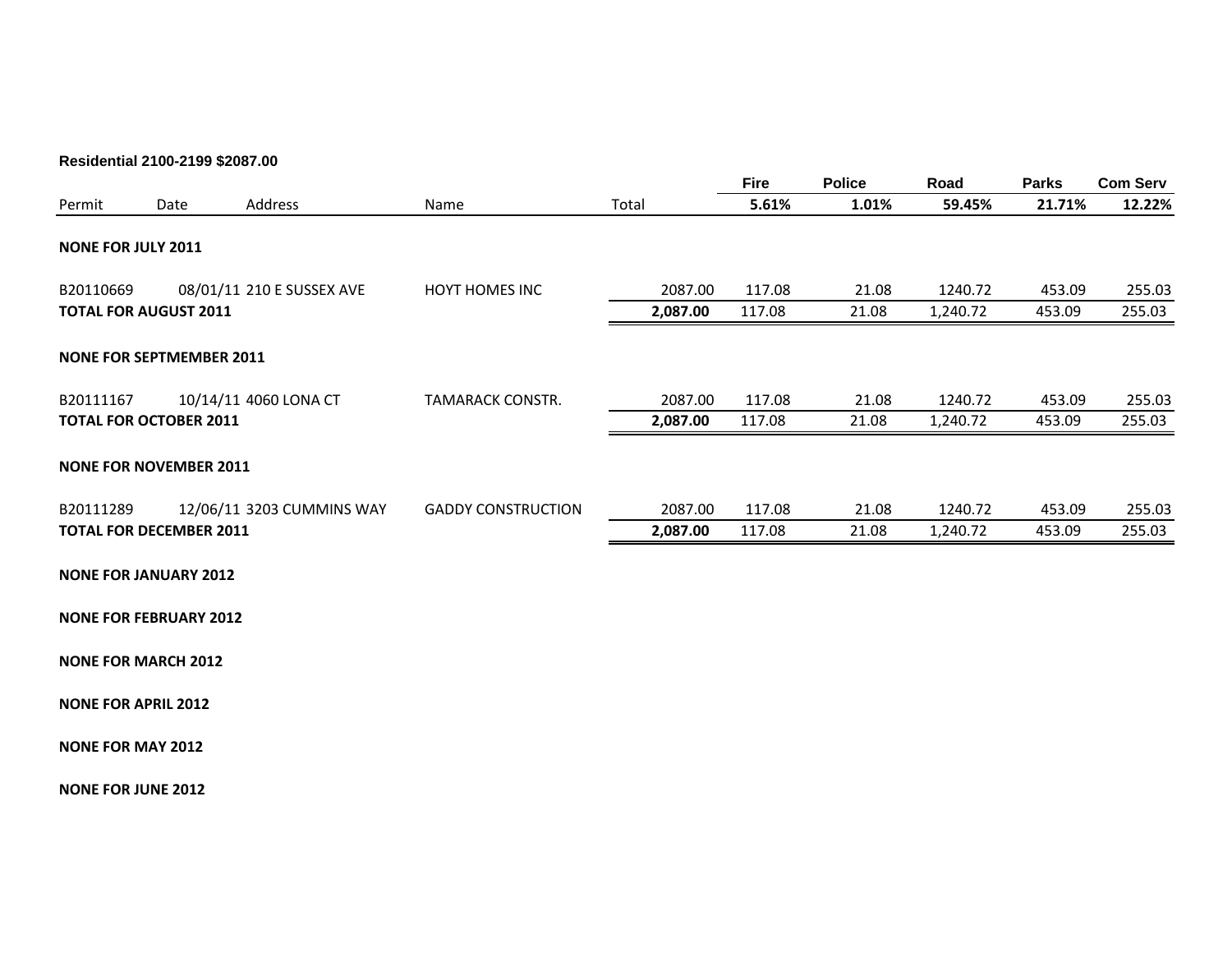**Residential 2100-2199 $2087.00**

| Permit | Date | Address | Name | Total | Fire 5.61% | Police 1.01% | Road 59.45% | Parks 21.71% | Com Serv 12.22% |
|---|---|---|---|---|---|---|---|---|---|
| **NONE FOR JULY 2011** | | | | | | | | | |
| B20110669 | 08/01/11 | 210 E SUSSEX AVE | HOYT HOMES INC | 2087.00 | 117.08 | 21.08 | 1240.72 | 453.09 | 255.03 |
| **TOTAL FOR AUGUST 2011** | | | | **2,087.00** | 117.08 | 21.08 | 1,240.72 | 453.09 | 255.03 |
| **NONE FOR SEPTMEMBER 2011** | | | | | | | | | |
| B20111167 | 10/14/11 | 4060 LONA CT | TAMARACK CONSTR. | 2087.00 | 117.08 | 21.08 | 1240.72 | 453.09 | 255.03 |
| **TOTAL FOR OCTOBER 2011** | | | | **2,087.00** | 117.08 | 21.08 | 1,240.72 | 453.09 | 255.03 |
| **NONE FOR NOVEMBER 2011** | | | | | | | | | |
| B20111289 | 12/06/11 | 3203 CUMMINS WAY | GADDY CONSTRUCTION | 2087.00 | 117.08 | 21.08 | 1240.72 | 453.09 | 255.03 |
| **TOTAL FOR DECEMBER 2011** | | | | **2,087.00** | 117.08 | 21.08 | 1,240.72 | 453.09 | 255.03 |
| **NONE FOR JANUARY 2012** | | | | | | | | | |
| **NONE FOR FEBRUARY 2012** | | | | | | | | | |
| **NONE FOR MARCH 2012** | | | | | | | | | |
| **NONE FOR APRIL 2012** | | | | | | | | | |
| **NONE FOR MAY 2012** | | | | | | | | | |
| **NONE FOR JUNE 2012** | | | | | | | | | |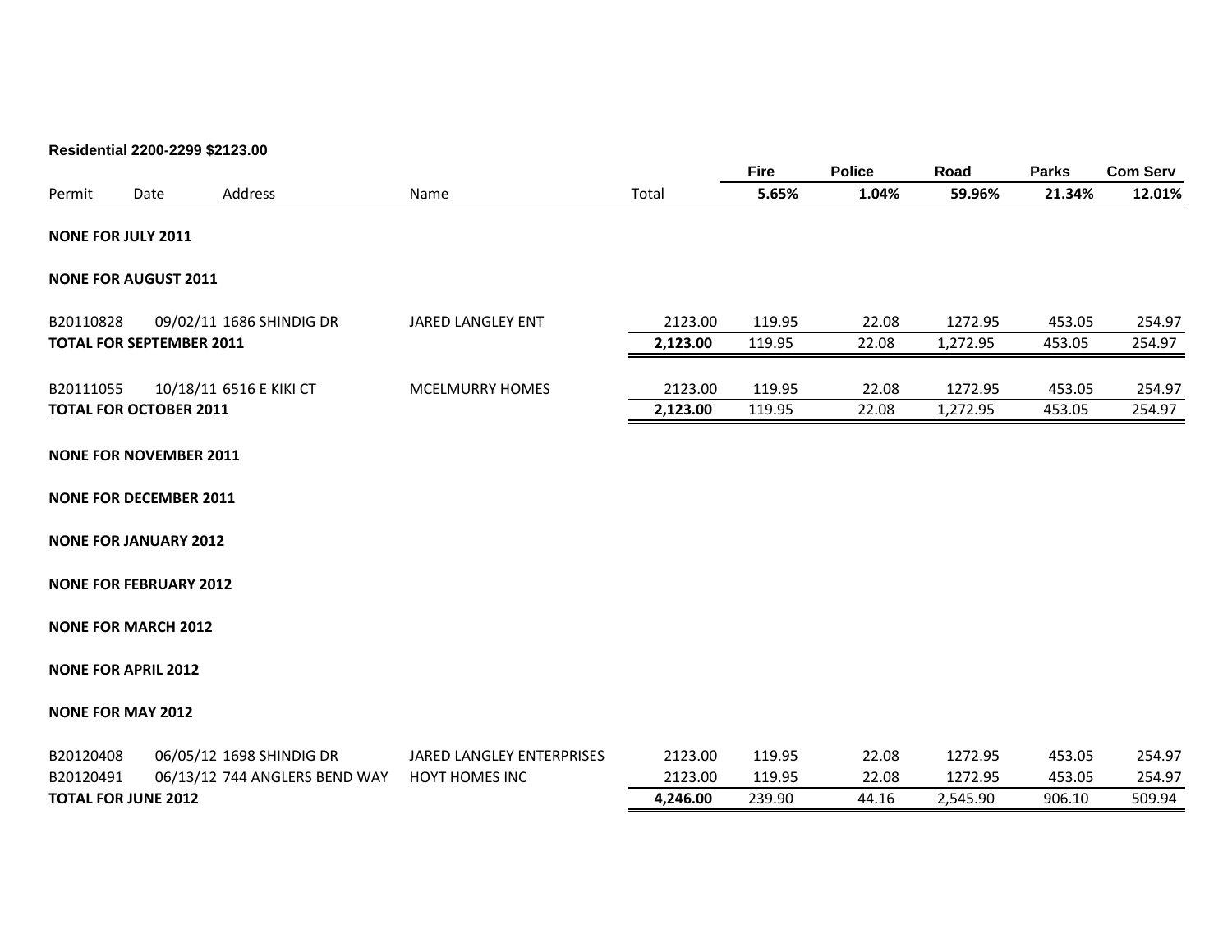**Residential 2200-2299 $2123.00**

| Permit | Date | Address | Name | Total | Fire 5.65% | Police 1.04% | Road 59.96% | Parks 21.34% | Com Serv 12.01% |
|---|---|---|---|---|---|---|---|---|---|
| **NONE FOR JULY 2011** | | | | | | | | | |
| **NONE FOR AUGUST 2011** | | | | | | | | | |
| B20110828 | 09/02/11 | 1686 SHINDIG DR | JARED LANGLEY ENT | 2123.00 | 119.95 | 22.08 | 1272.95 | 453.05 | 254.97 |
| **TOTAL FOR SEPTEMBER 2011** | | | | **2,123.00** | 119.95 | 22.08 | 1,272.95 | 453.05 | 254.97 |
| B20111055 | 10/18/11 | 6516 E KIKI CT | MCELMURRY HOMES | 2123.00 | 119.95 | 22.08 | 1272.95 | 453.05 | 254.97 |
| **TOTAL FOR OCTOBER 2011** | | | | **2,123.00** | 119.95 | 22.08 | 1,272.95 | 453.05 | 254.97 |
| **NONE FOR NOVEMBER 2011** | | | | | | | | | |
| **NONE FOR DECEMBER 2011** | | | | | | | | | |
| **NONE FOR JANUARY 2012** | | | | | | | | | |
| **NONE FOR FEBRUARY 2012** | | | | | | | | | |
| **NONE FOR MARCH 2012** | | | | | | | | | |
| **NONE FOR APRIL 2012** | | | | | | | | | |
| **NONE FOR MAY 2012** | | | | | | | | | |
| B20120408 | 06/05/12 | 1698 SHINDIG DR | JARED LANGLEY ENTERPRISES | 2123.00 | 119.95 | 22.08 | 1272.95 | 453.05 | 254.97 |
| B20120491 | 06/13/12 | 744 ANGLERS BEND WAY | HOYT HOMES INC | 2123.00 | 119.95 | 22.08 | 1272.95 | 453.05 | 254.97 |
| **TOTAL FOR JUNE 2012** | | | | **4,246.00** | 239.90 | 44.16 | 2,545.90 | 906.10 | 509.94 |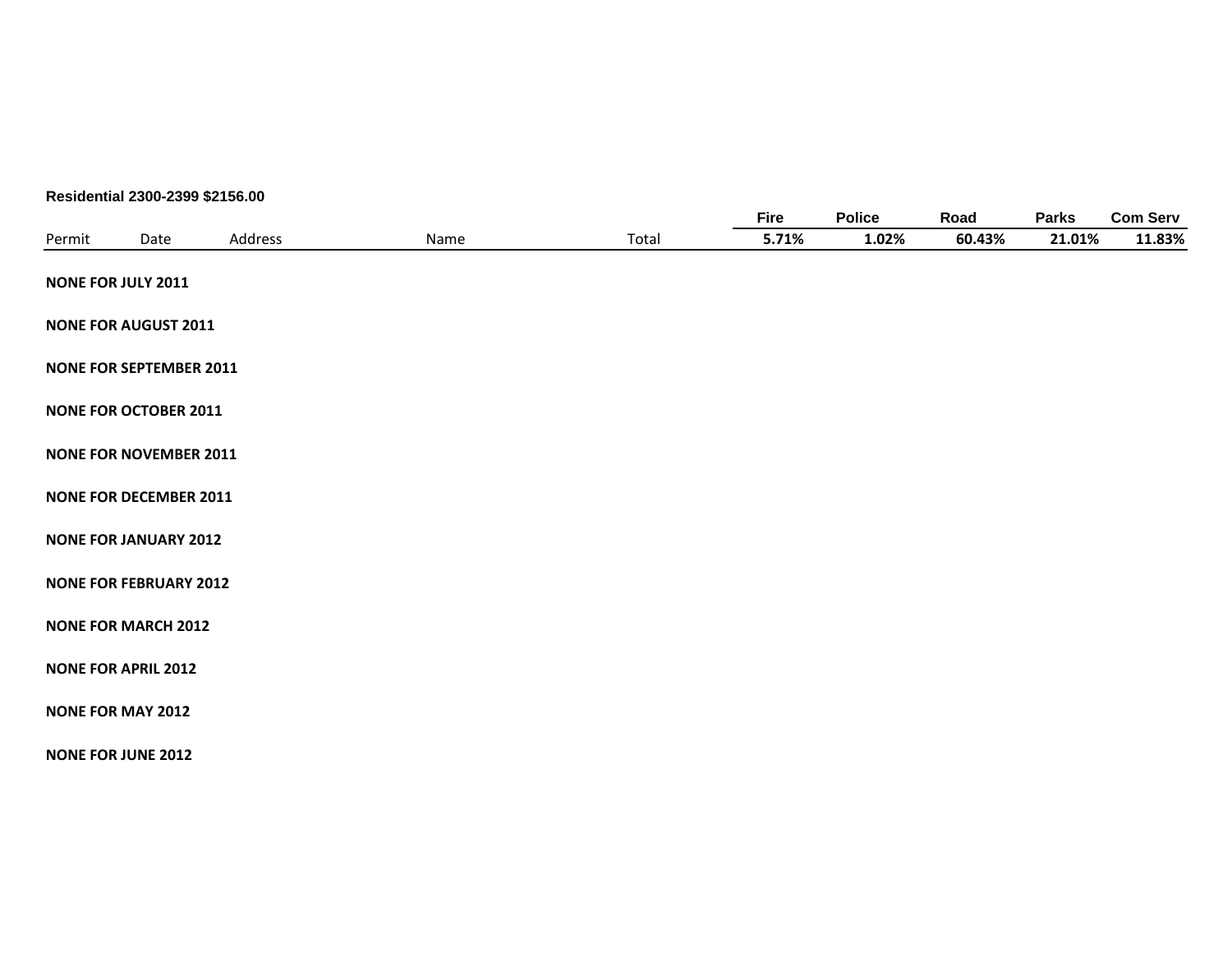**Residential 2300-2399 $2156.00**

| Permit | Date | Address | Name | Total | Fire<br>5.71% | Police<br>1.02% | Road<br>60.43% | Parks<br>21.01% | Com Serv<br>11.83% |
|---|---|---|---|---|---|---|---|---|---|

**NONE FOR JULY 2011**

**NONE FOR AUGUST 2011**

**NONE FOR SEPTEMBER 2011**

**NONE FOR OCTOBER 2011**

**NONE FOR NOVEMBER 2011**

**NONE FOR DECEMBER 2011**

**NONE FOR JANUARY 2012**

**NONE FOR FEBRUARY 2012**

**NONE FOR MARCH 2012**

**NONE FOR APRIL 2012**

**NONE FOR MAY 2012**

**NONE FOR JUNE 2012**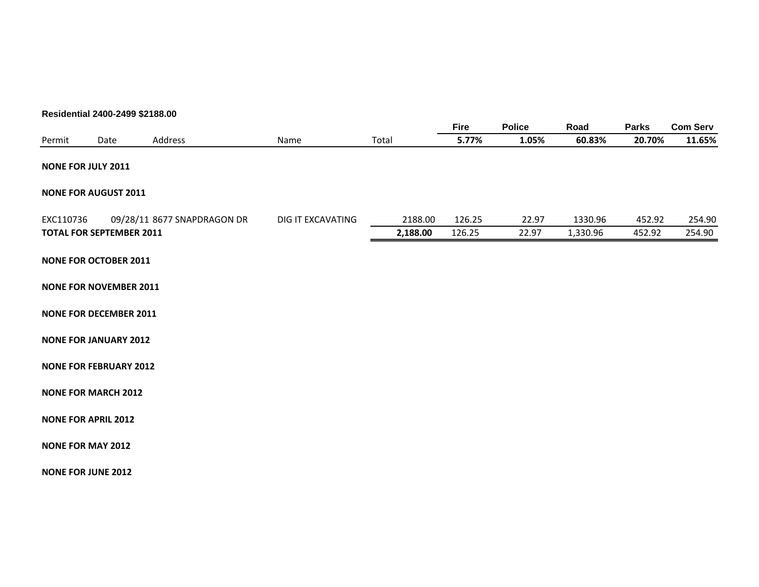**Residential 2400-2499 $2188.00**

| Permit | Date | Address | Name | Total | Fire 5.77% | Police 1.05% | Road 60.83% | Parks 20.70% | Com Serv 11.65% |
|---|---|---|---|---|---|---|---|---|---|
| **NONE FOR JULY 2011** | | | | | | | | | |
| **NONE FOR AUGUST 2011** | | | | | | | | | |
| EXC110736 | 09/28/11 | 8677 SNAPDRAGON DR | DIG IT EXCAVATING | 2188.00 | 126.25 | 22.97 | 1330.96 | 452.92 | 254.90 |
| **TOTAL FOR SEPTEMBER 2011** | | | | **2,188.00** | 126.25 | 22.97 | 1,330.96 | 452.92 | 254.90 |
| **NONE FOR OCTOBER 2011** | | | | | | | | | |
| **NONE FOR NOVEMBER 2011** | | | | | | | | | |
| **NONE FOR DECEMBER 2011** | | | | | | | | | |
| **NONE FOR JANUARY 2012** | | | | | | | | | |
| **NONE FOR FEBRUARY 2012** | | | | | | | | | |
| **NONE FOR MARCH 2012** | | | | | | | | | |
| **NONE FOR APRIL 2012** | | | | | | | | | |
| **NONE FOR MAY 2012** | | | | | | | | | |
| **NONE FOR JUNE 2012** | | | | | | | | | |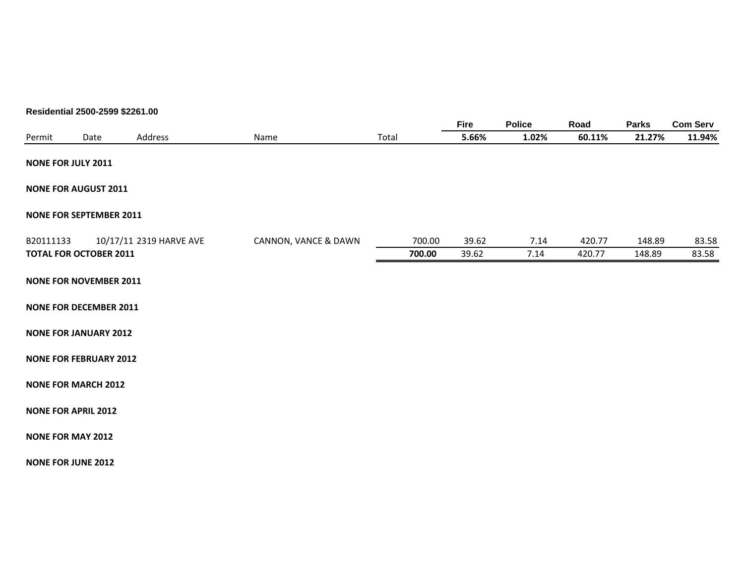**Residential 2500-2599 $2261.00**

| Permit | Date | Address | Name | Total | Fire 5.66% | Police 1.02% | Road 60.11% | Parks 21.27% | Com Serv 11.94% |
|---|---|---|---|---|---|---|---|---|---|
| **NONE FOR JULY 2011** | | | | | | | | | |
| **NONE FOR AUGUST 2011** | | | | | | | | | |
| **NONE FOR SEPTEMBER 2011** | | | | | | | | | |
| B20111133 | 10/17/11 | 2319 HARVE AVE | CANNON, VANCE & DAWN | 700.00 | 39.62 | 7.14 | 420.77 | 148.89 | 83.58 |
| **TOTAL FOR OCTOBER 2011** | | | | **700.00** | 39.62 | 7.14 | 420.77 | 148.89 | 83.58 |
| **NONE FOR NOVEMBER 2011** | | | | | | | | | |
| **NONE FOR DECEMBER 2011** | | | | | | | | | |
| **NONE FOR JANUARY 2012** | | | | | | | | | |
| **NONE FOR FEBRUARY 2012** | | | | | | | | | |
| **NONE FOR MARCH 2012** | | | | | | | | | |
| **NONE FOR APRIL 2012** | | | | | | | | | |
| **NONE FOR MAY 2012** | | | | | | | | | |
| **NONE FOR JUNE 2012** | | | | | | | | | |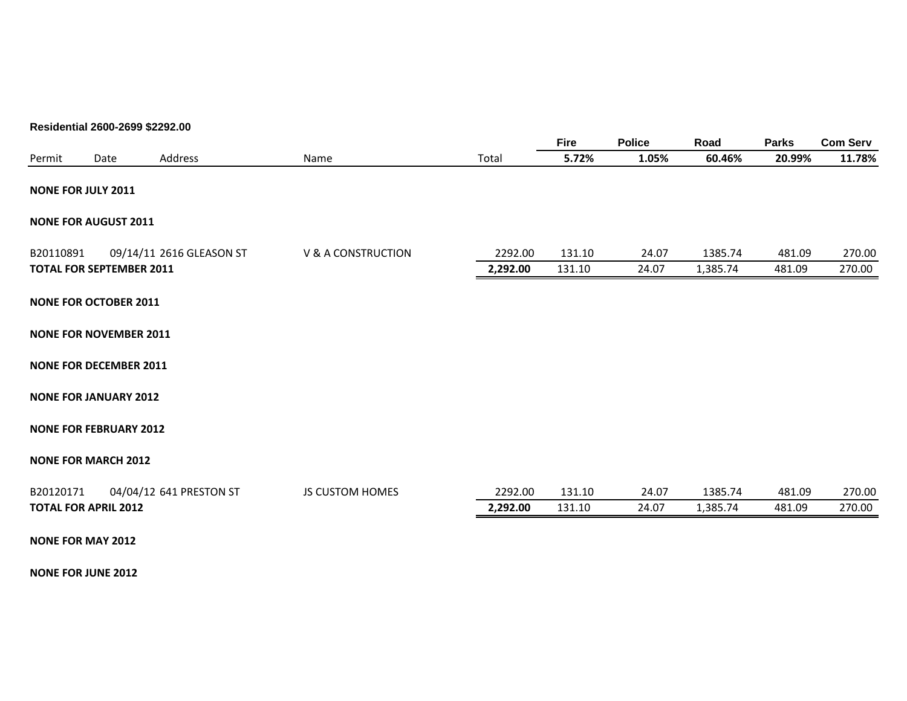**Residential 2600-2699 $2292.00**

| Permit | Date | Address | Name | Total | Fire 5.72% | Police 1.05% | Road 60.46% | Parks 20.99% | Com Serv 11.78% |
|---|---|---|---|---|---|---|---|---|---|
| **NONE FOR JULY 2011** | | | | | | | | | |
| **NONE FOR AUGUST 2011** | | | | | | | | | |
| B20110891 | 09/14/11 | 2616 GLEASON ST | V & A CONSTRUCTION | 2292.00 | 131.10 | 24.07 | 1385.74 | 481.09 | 270.00 |
| **TOTAL FOR SEPTEMBER 2011** | | | | **2,292.00** | 131.10 | 24.07 | 1,385.74 | 481.09 | 270.00 |
| **NONE FOR OCTOBER 2011** | | | | | | | | | |
| **NONE FOR NOVEMBER 2011** | | | | | | | | | |
| **NONE FOR DECEMBER 2011** | | | | | | | | | |
| **NONE FOR JANUARY 2012** | | | | | | | | | |
| **NONE FOR FEBRUARY 2012** | | | | | | | | | |
| **NONE FOR MARCH 2012** | | | | | | | | | |
| B20120171 | 04/04/12 | 641 PRESTON ST | JS CUSTOM HOMES | 2292.00 | 131.10 | 24.07 | 1385.74 | 481.09 | 270.00 |
| **TOTAL FOR APRIL 2012** | | | | **2,292.00** | 131.10 | 24.07 | 1,385.74 | 481.09 | 270.00 |
| **NONE FOR MAY 2012** | | | | | | | | | |
| **NONE FOR JUNE 2012** | | | | | | | | | |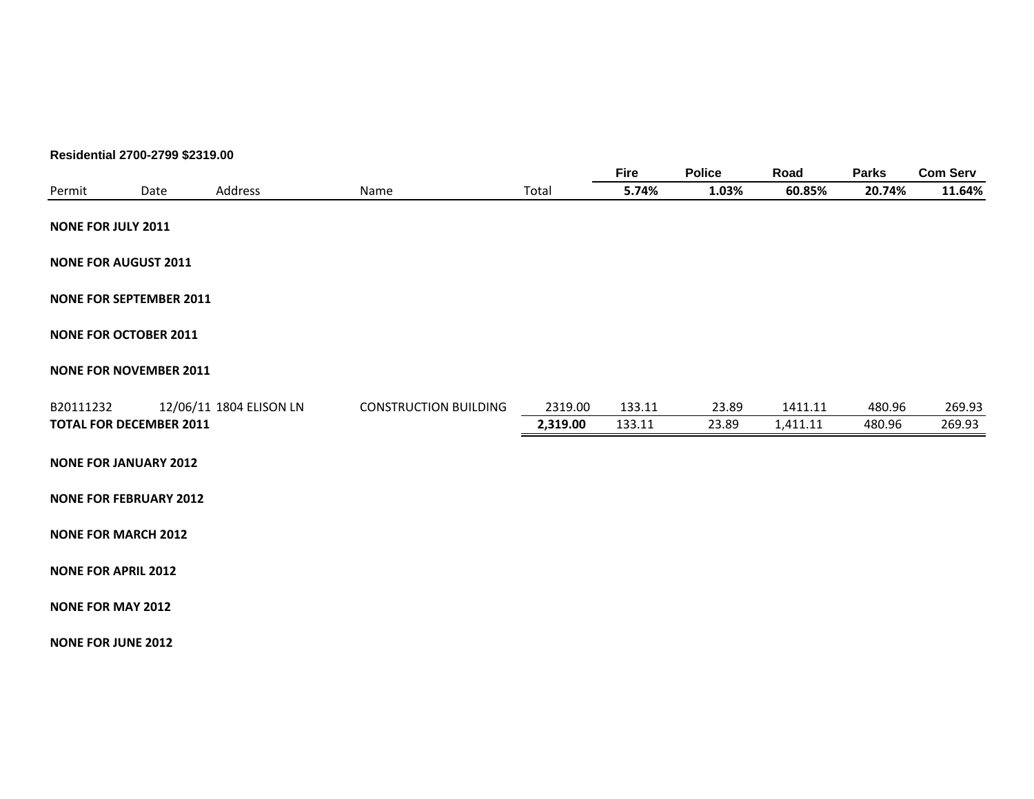**Residential 2700-2799 $2319.00**

| Permit | Date | Address | Name | Total | Fire 5.74% | Police 1.03% | Road 60.85% | Parks 20.74% | Com Serv 11.64% |
|---|---|---|---|---|---|---|---|---|---|
| **NONE FOR JULY 2011** | | | | | | | | | |
| **NONE FOR AUGUST 2011** | | | | | | | | | |
| **NONE FOR SEPTEMBER 2011** | | | | | | | | | |
| **NONE FOR OCTOBER 2011** | | | | | | | | | |
| **NONE FOR NOVEMBER 2011** | | | | | | | | | |
| B20111232 | 12/06/11 | 1804 ELISON LN | CONSTRUCTION BUILDING | 2319.00 | 133.11 | 23.89 | 1411.11 | 480.96 | 269.93 |
| **TOTAL FOR DECEMBER 2011** | | | | **2,319.00** | 133.11 | 23.89 | 1,411.11 | 480.96 | 269.93 |
| **NONE FOR JANUARY 2012** | | | | | | | | | |
| **NONE FOR FEBRUARY 2012** | | | | | | | | | |
| **NONE FOR MARCH 2012** | | | | | | | | | |
| **NONE FOR APRIL 2012** | | | | | | | | | |
| **NONE FOR MAY 2012** | | | | | | | | | |
| **NONE FOR JUNE 2012** | | | | | | | | | |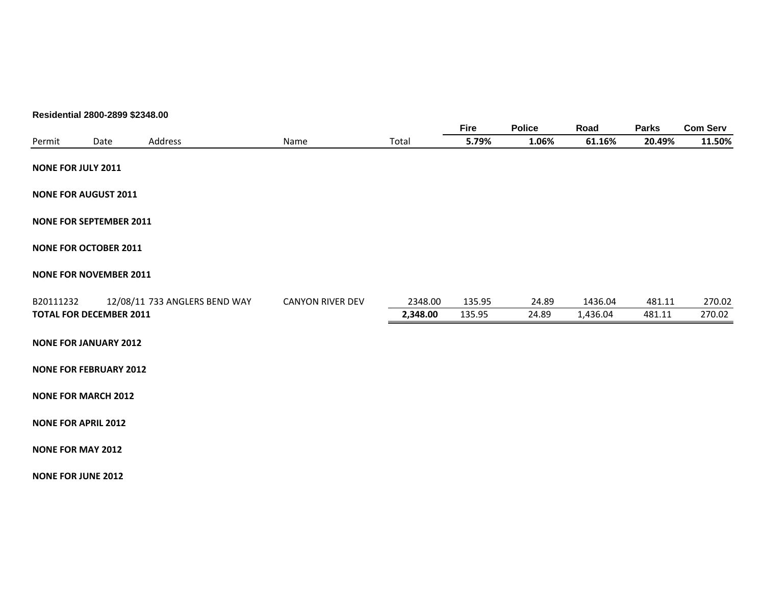**Residential 2800-2899 $2348.00**

| Permit | Date | Address | Name | Total | Fire<br>5.79% | Police<br>1.06% | Road<br>61.16% | Parks<br>20.49% | Com Serv<br>11.50% |
|---|---|---|---|---|---|---|---|---|---|
| **NONE FOR JULY 2011** | | | | | | | | | |
| **NONE FOR AUGUST 2011** | | | | | | | | | |
| **NONE FOR SEPTEMBER 2011** | | | | | | | | | |
| **NONE FOR OCTOBER 2011** | | | | | | | | | |
| **NONE FOR NOVEMBER 2011** | | | | | | | | | |
| B20111232 | 12/08/11 | 733 ANGLERS BEND WAY | CANYON RIVER DEV | 2348.00 | 135.95 | 24.89 | 1436.04 | 481.11 | 270.02 |
| **TOTAL FOR DECEMBER 2011** | | | | **2,348.00** | 135.95 | 24.89 | 1,436.04 | 481.11 | 270.02 |
| **NONE FOR JANUARY 2012** | | | | | | | | | |
| **NONE FOR FEBRUARY 2012** | | | | | | | | | |
| **NONE FOR MARCH 2012** | | | | | | | | | |
| **NONE FOR APRIL 2012** | | | | | | | | | |
| **NONE FOR MAY 2012** | | | | | | | | | |
| **NONE FOR JUNE 2012** | | | | | | | | | |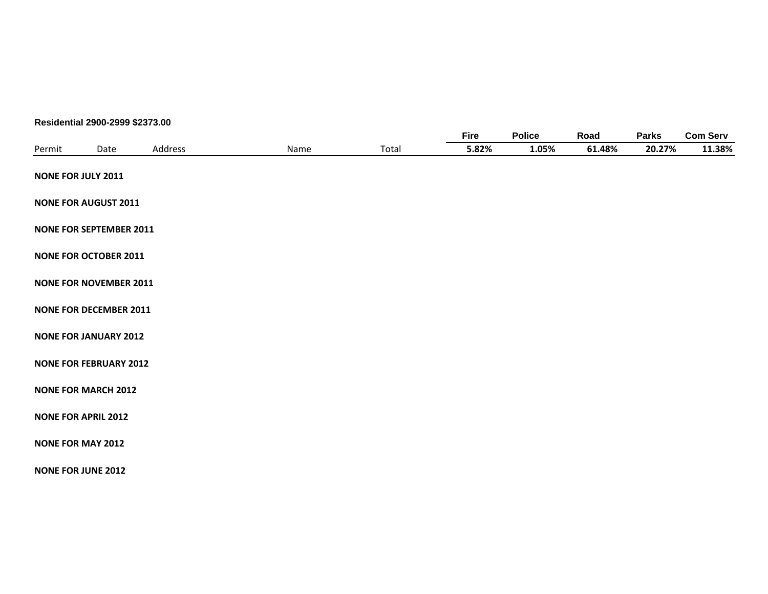**Residential 2900-2999 $2373.00**

| Permit | Date | Address | Name | Total | Fire | Police | Road | Parks | Com Serv |
|---|---|---|---|---|---|---|---|---|---|
| | | | | | 5.82% | 1.05% | 61.48% | 20.27% | 11.38% |

**NONE FOR JULY 2011**

**NONE FOR AUGUST 2011**

**NONE FOR SEPTEMBER 2011**

**NONE FOR OCTOBER 2011**

**NONE FOR NOVEMBER 2011**

**NONE FOR DECEMBER 2011**

**NONE FOR JANUARY 2012**

**NONE FOR FEBRUARY 2012**

**NONE FOR MARCH 2012**

**NONE FOR APRIL 2012**

**NONE FOR MAY 2012**

**NONE FOR JUNE 2012**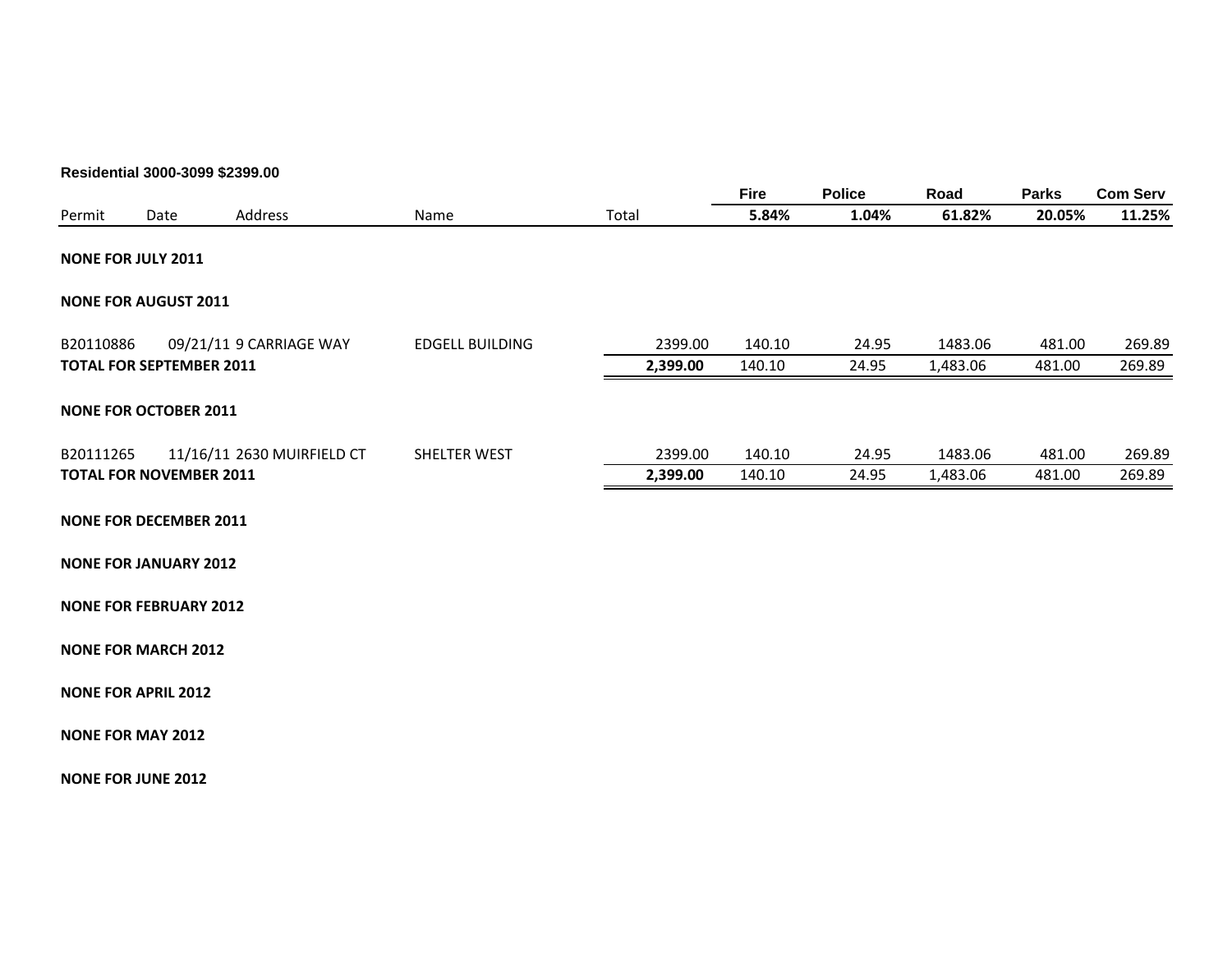**Residential 3000-3099 $2399.00**

| Permit | Date | Address | Name | Total | Fire<br>5.84% | Police<br>1.04% | Road<br>61.82% | Parks<br>20.05% | Com Serv<br>11.25% |
|---|---|---|---|---|---|---|---|---|---|
| **NONE FOR JULY 2011** | | | | | | | | | |
| **NONE FOR AUGUST 2011** | | | | | | | | | |
| B20110886 | 09/21/11 | 9 CARRIAGE WAY | EDGELL BUILDING | 2399.00 | 140.10 | 24.95 | 1483.06 | 481.00 | 269.89 |
| **TOTAL FOR SEPTEMBER 2011** | | | | **2,399.00** | 140.10 | 24.95 | 1,483.06 | 481.00 | 269.89 |
| **NONE FOR OCTOBER 2011** | | | | | | | | | |
| B20111265 | 11/16/11 | 2630 MUIRFIELD CT | SHELTER WEST | 2399.00 | 140.10 | 24.95 | 1483.06 | 481.00 | 269.89 |
| **TOTAL FOR NOVEMBER 2011** | | | | **2,399.00** | 140.10 | 24.95 | 1,483.06 | 481.00 | 269.89 |
| **NONE FOR DECEMBER 2011** | | | | | | | | | |
| **NONE FOR JANUARY 2012** | | | | | | | | | |
| **NONE FOR FEBRUARY 2012** | | | | | | | | | |
| **NONE FOR MARCH 2012** | | | | | | | | | |
| **NONE FOR APRIL 2012** | | | | | | | | | |
| **NONE FOR MAY 2012** | | | | | | | | | |
| **NONE FOR JUNE 2012** | | | | | | | | | |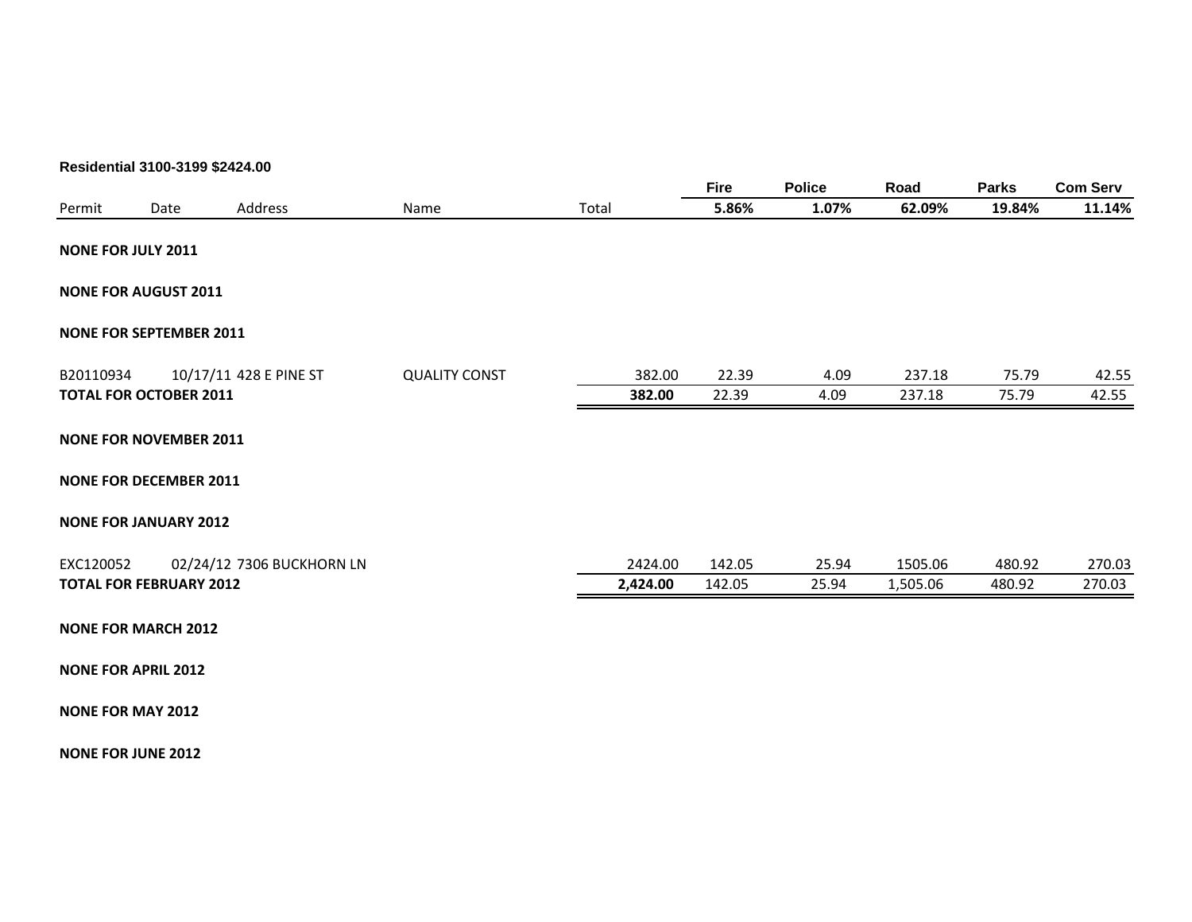**Residential 3100-3199 $2424.00**

| Permit | Date | Address | Name | Total | Fire<br>5.86% | Police<br>1.07% | Road<br>62.09% | Parks<br>19.84% | Com Serv<br>11.14% |
|---|---|---|---|---|---|---|---|---|---|
| **NONE FOR JULY 2011** | | | | | | | | | |
| **NONE FOR AUGUST 2011** | | | | | | | | | |
| **NONE FOR SEPTEMBER 2011** | | | | | | | | | |
| B20110934 | 10/17/11 | 428 E PINE ST | QUALITY CONST | 382.00 | 22.39 | 4.09 | 237.18 | 75.79 | 42.55 |
| **TOTAL FOR OCTOBER 2011** | | | | **382.00** | 22.39 | 4.09 | 237.18 | 75.79 | 42.55 |
| **NONE FOR NOVEMBER 2011** | | | | | | | | | |
| **NONE FOR DECEMBER 2011** | | | | | | | | | |
| **NONE FOR JANUARY 2012** | | | | | | | | | |
| EXC120052 | 02/24/12 | 7306 BUCKHORN LN | | 2424.00 | 142.05 | 25.94 | 1505.06 | 480.92 | 270.03 |
| **TOTAL FOR FEBRUARY 2012** | | | | **2,424.00** | 142.05 | 25.94 | 1,505.06 | 480.92 | 270.03 |
| **NONE FOR MARCH 2012** | | | | | | | | | |
| **NONE FOR APRIL 2012** | | | | | | | | | |
| **NONE FOR MAY 2012** | | | | | | | | | |
| **NONE FOR JUNE 2012** | | | | | | | | | |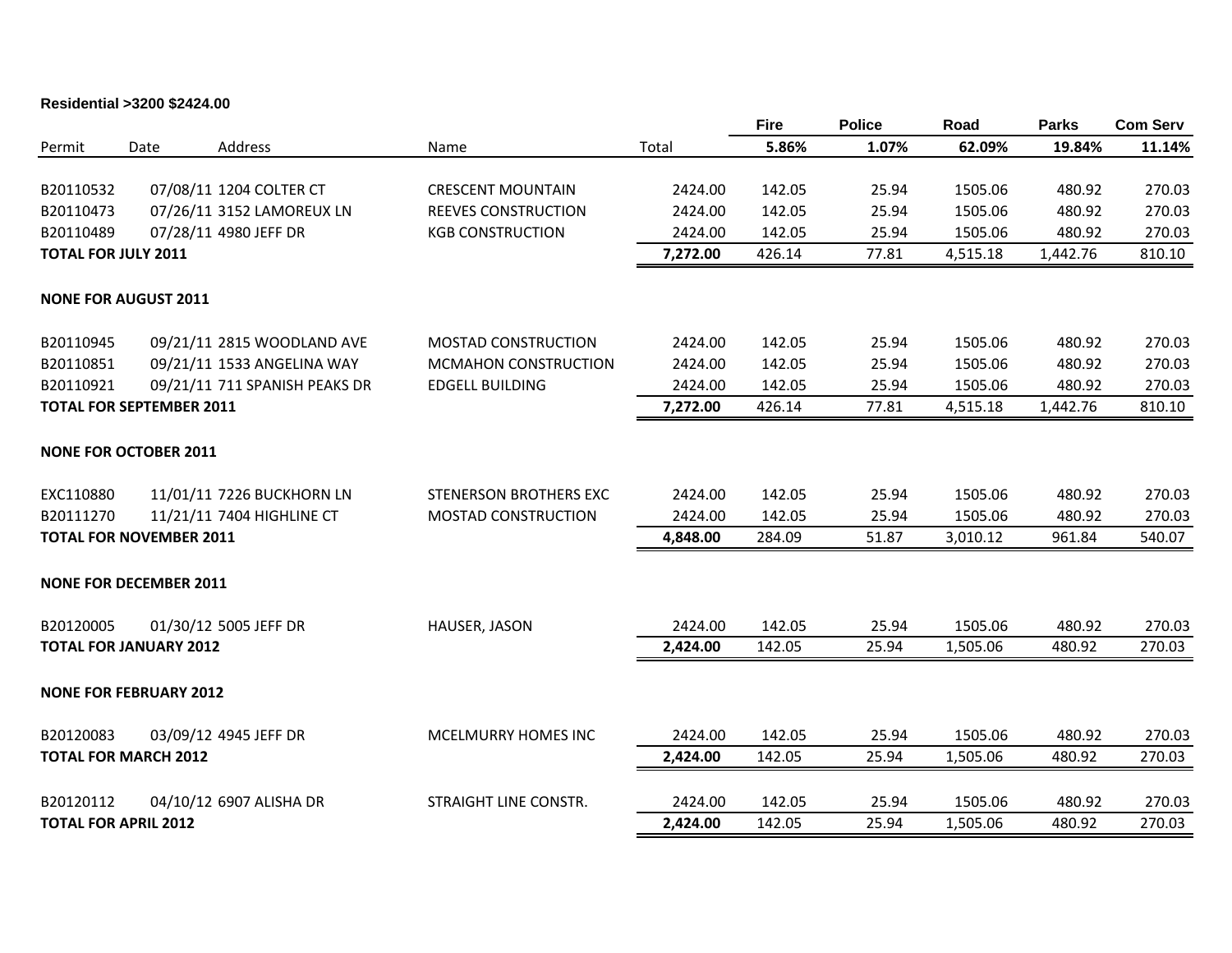**Residential >3200 $2424.00**

| Permit | Date | Address | Name | Total | Fire 5.86% | Police 1.07% | Road 62.09% | Parks 19.84% | Com Serv 11.14% |
|---|---|---|---|---|---|---|---|---|---|
| B20110532 | 07/08/11 | 1204 COLTER CT | CRESCENT MOUNTAIN | 2424.00 | 142.05 | 25.94 | 1505.06 | 480.92 | 270.03 |
| B20110473 | 07/26/11 | 3152 LAMOREUX LN | REEVES CONSTRUCTION | 2424.00 | 142.05 | 25.94 | 1505.06 | 480.92 | 270.03 |
| B20110489 | 07/28/11 | 4980 JEFF DR | KGB CONSTRUCTION | 2424.00 | 142.05 | 25.94 | 1505.06 | 480.92 | 270.03 |
| **TOTAL FOR JULY 2011** | | | | **7,272.00** | 426.14 | 77.81 | 4,515.18 | 1,442.76 | 810.10 |
| **NONE FOR AUGUST 2011** | | | | | | | | | |
| B20110945 | 09/21/11 | 2815 WOODLAND AVE | MOSTAD CONSTRUCTION | 2424.00 | 142.05 | 25.94 | 1505.06 | 480.92 | 270.03 |
| B20110851 | 09/21/11 | 1533 ANGELINA WAY | MCMAHON CONSTRUCTION | 2424.00 | 142.05 | 25.94 | 1505.06 | 480.92 | 270.03 |
| B20110921 | 09/21/11 | 711 SPANISH PEAKS DR | EDGELL BUILDING | 2424.00 | 142.05 | 25.94 | 1505.06 | 480.92 | 270.03 |
| **TOTAL FOR SEPTEMBER 2011** | | | | **7,272.00** | 426.14 | 77.81 | 4,515.18 | 1,442.76 | 810.10 |
| **NONE FOR OCTOBER 2011** | | | | | | | | | |
| EXC110880 | 11/01/11 | 7226 BUCKHORN LN | STENERSON BROTHERS EXC | 2424.00 | 142.05 | 25.94 | 1505.06 | 480.92 | 270.03 |
| B20111270 | 11/21/11 | 7404 HIGHLINE CT | MOSTAD CONSTRUCTION | 2424.00 | 142.05 | 25.94 | 1505.06 | 480.92 | 270.03 |
| **TOTAL FOR NOVEMBER 2011** | | | | **4,848.00** | 284.09 | 51.87 | 3,010.12 | 961.84 | 540.07 |
| **NONE FOR DECEMBER 2011** | | | | | | | | | |
| B20120005 | 01/30/12 | 5005 JEFF DR | HAUSER, JASON | 2424.00 | 142.05 | 25.94 | 1505.06 | 480.92 | 270.03 |
| **TOTAL FOR JANUARY 2012** | | | | **2,424.00** | 142.05 | 25.94 | 1,505.06 | 480.92 | 270.03 |
| **NONE FOR FEBRUARY 2012** | | | | | | | | | |
| B20120083 | 03/09/12 | 4945 JEFF DR | MCELMURRY HOMES INC | 2424.00 | 142.05 | 25.94 | 1505.06 | 480.92 | 270.03 |
| **TOTAL FOR MARCH 2012** | | | | **2,424.00** | 142.05 | 25.94 | 1,505.06 | 480.92 | 270.03 |
| B20120112 | 04/10/12 | 6907 ALISHA DR | STRAIGHT LINE CONSTR. | 2424.00 | 142.05 | 25.94 | 1505.06 | 480.92 | 270.03 |
| **TOTAL FOR APRIL 2012** | | | | **2,424.00** | 142.05 | 25.94 | 1,505.06 | 480.92 | 270.03 |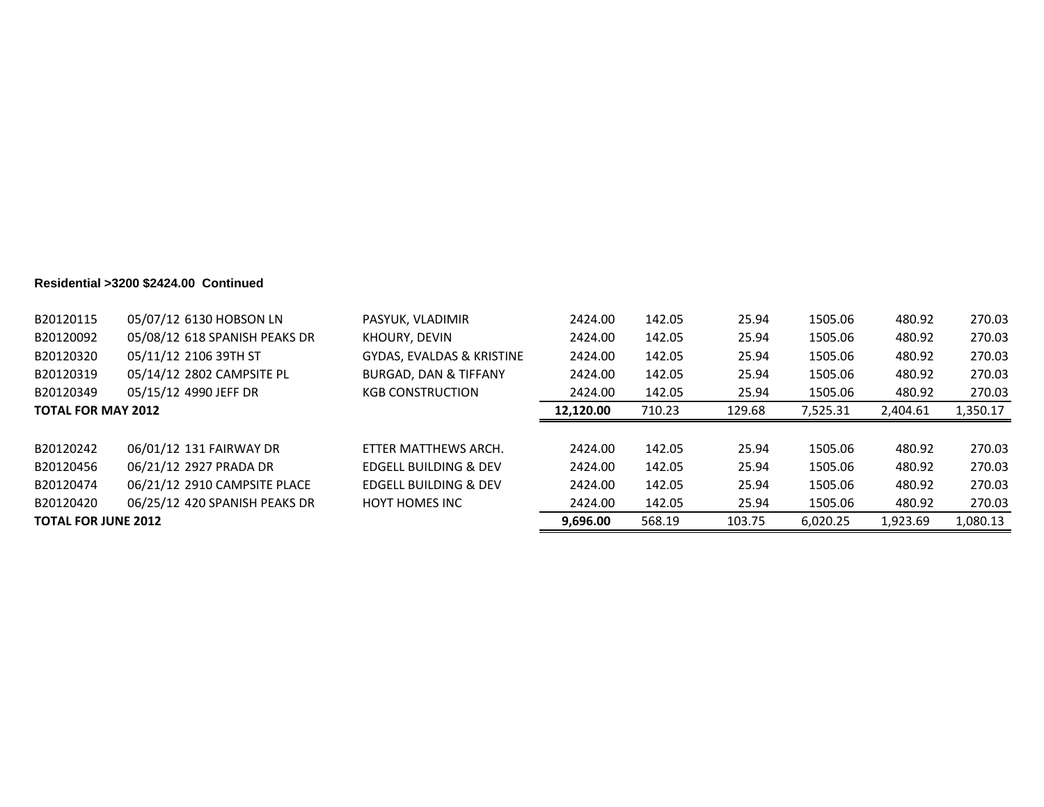**Residential >3200 $2424.00 Continued**

| | | | | | | | | | |
|---|---|---|---|---|---|---|---|---|---|
| B20120115 | 05/07/12 | 6130 HOBSON LN | PASYUK, VLADIMIR | 2424.00 | 142.05 | 25.94 | 1505.06 | 480.92 | 270.03 |
| B20120092 | 05/08/12 | 618 SPANISH PEAKS DR | KHOURY, DEVIN | 2424.00 | 142.05 | 25.94 | 1505.06 | 480.92 | 270.03 |
| B20120320 | 05/11/12 | 2106 39TH ST | GYDAS, EVALDAS & KRISTINE | 2424.00 | 142.05 | 25.94 | 1505.06 | 480.92 | 270.03 |
| B20120319 | 05/14/12 | 2802 CAMPSITE PL | BURGAD, DAN & TIFFANY | 2424.00 | 142.05 | 25.94 | 1505.06 | 480.92 | 270.03 |
| B20120349 | 05/15/12 | 4990 JEFF DR | KGB CONSTRUCTION | 2424.00 | 142.05 | 25.94 | 1505.06 | 480.92 | 270.03 |
| **TOTAL FOR MAY 2012** | | | | **12,120.00** | 710.23 | 129.68 | 7,525.31 | 2,404.61 | 1,350.17 |
| | | | | | | | | | |
| B20120242 | 06/01/12 | 131 FAIRWAY DR | ETTER MATTHEWS ARCH. | 2424.00 | 142.05 | 25.94 | 1505.06 | 480.92 | 270.03 |
| B20120456 | 06/21/12 | 2927 PRADA DR | EDGELL BUILDING & DEV | 2424.00 | 142.05 | 25.94 | 1505.06 | 480.92 | 270.03 |
| B20120474 | 06/21/12 | 2910 CAMPSITE PLACE | EDGELL BUILDING & DEV | 2424.00 | 142.05 | 25.94 | 1505.06 | 480.92 | 270.03 |
| B20120420 | 06/25/12 | 420 SPANISH PEAKS DR | HOYT HOMES INC | 2424.00 | 142.05 | 25.94 | 1505.06 | 480.92 | 270.03 |
| **TOTAL FOR JUNE 2012** | | | | **9,696.00** | 568.19 | 103.75 | 6,020.25 | 1,923.69 | 1,080.13 |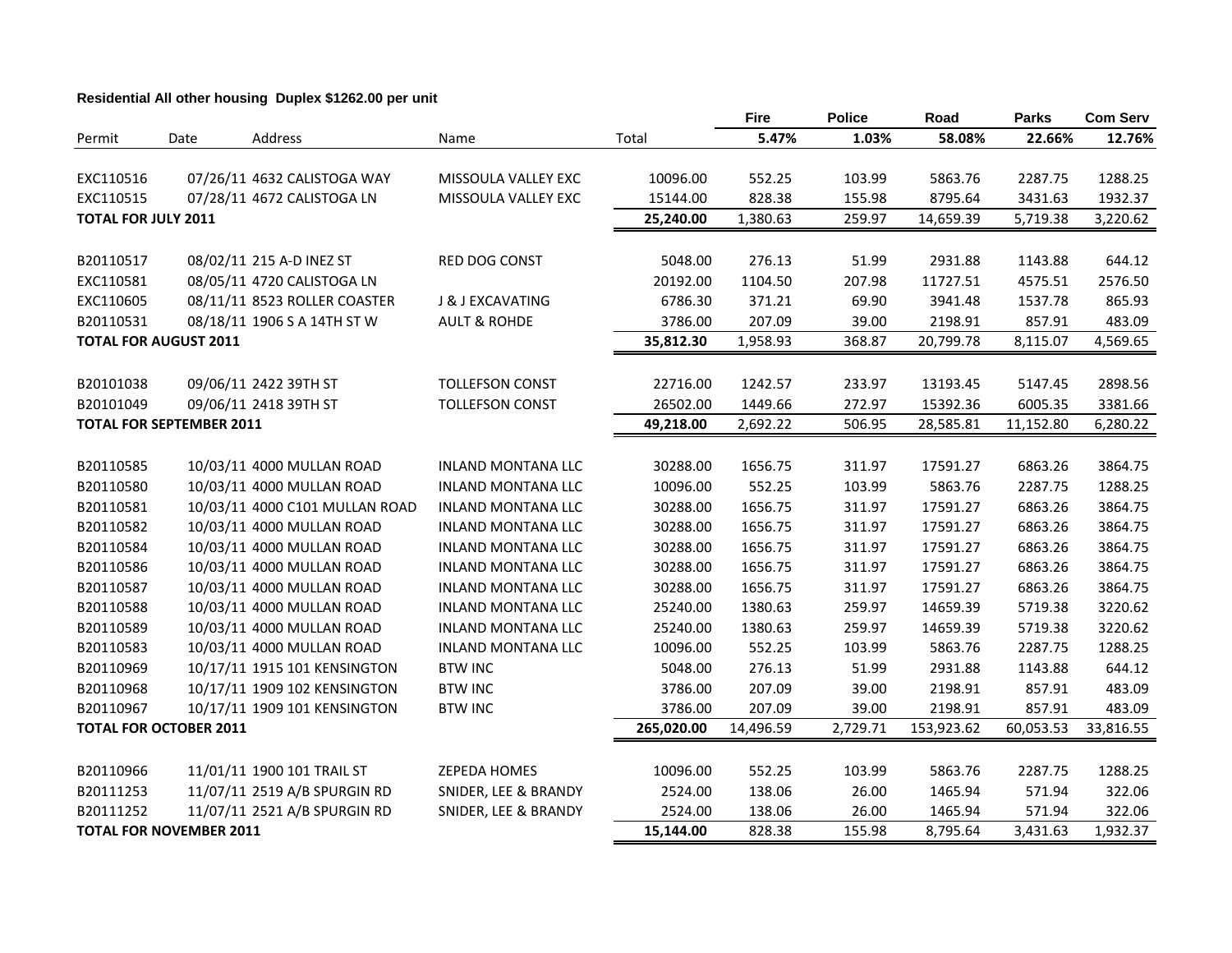**Residential All other housing Duplex $1262.00 per unit**

| Permit | Date | Address | Name | Total | Fire 5.47% | Police 1.03% | Road 58.08% | Parks 22.66% | Com Serv 12.76% |
|---|---|---|---|---|---|---|---|---|---|
| EXC110516 | 07/26/11 | 4632 CALISTOGA WAY | MISSOULA VALLEY EXC | 10096.00 | 552.25 | 103.99 | 5863.76 | 2287.75 | 1288.25 |
| EXC110515 | 07/28/11 | 4672 CALISTOGA LN | MISSOULA VALLEY EXC | 15144.00 | 828.38 | 155.98 | 8795.64 | 3431.63 | 1932.37 |
| **TOTAL FOR JULY 2011** | | | | **25,240.00** | 1,380.63 | 259.97 | 14,659.39 | 5,719.38 | 3,220.62 |
| B20110517 | 08/02/11 | 215 A-D INEZ ST | RED DOG CONST | 5048.00 | 276.13 | 51.99 | 2931.88 | 1143.88 | 644.12 |
| EXC110581 | 08/05/11 | 4720 CALISTOGA LN | | 20192.00 | 1104.50 | 207.98 | 11727.51 | 4575.51 | 2576.50 |
| EXC110605 | 08/11/11 | 8523 ROLLER COASTER | J & J EXCAVATING | 6786.30 | 371.21 | 69.90 | 3941.48 | 1537.78 | 865.93 |
| B20110531 | 08/18/11 | 1906 S A 14TH ST W | AULT & ROHDE | 3786.00 | 207.09 | 39.00 | 2198.91 | 857.91 | 483.09 |
| **TOTAL FOR AUGUST 2011** | | | | **35,812.30** | 1,958.93 | 368.87 | 20,799.78 | 8,115.07 | 4,569.65 |
| B20101038 | 09/06/11 | 2422 39TH ST | TOLLEFSON CONST | 22716.00 | 1242.57 | 233.97 | 13193.45 | 5147.45 | 2898.56 |
| B20101049 | 09/06/11 | 2418 39TH ST | TOLLEFSON CONST | 26502.00 | 1449.66 | 272.97 | 15392.36 | 6005.35 | 3381.66 |
| **TOTAL FOR SEPTEMBER 2011** | | | | **49,218.00** | 2,692.22 | 506.95 | 28,585.81 | 11,152.80 | 6,280.22 |
| B20110585 | 10/03/11 | 4000 MULLAN ROAD | INLAND MONTANA LLC | 30288.00 | 1656.75 | 311.97 | 17591.27 | 6863.26 | 3864.75 |
| B20110580 | 10/03/11 | 4000 MULLAN ROAD | INLAND MONTANA LLC | 10096.00 | 552.25 | 103.99 | 5863.76 | 2287.75 | 1288.25 |
| B20110581 | 10/03/11 | 4000 C101 MULLAN ROAD | INLAND MONTANA LLC | 30288.00 | 1656.75 | 311.97 | 17591.27 | 6863.26 | 3864.75 |
| B20110582 | 10/03/11 | 4000 MULLAN ROAD | INLAND MONTANA LLC | 30288.00 | 1656.75 | 311.97 | 17591.27 | 6863.26 | 3864.75 |
| B20110584 | 10/03/11 | 4000 MULLAN ROAD | INLAND MONTANA LLC | 30288.00 | 1656.75 | 311.97 | 17591.27 | 6863.26 | 3864.75 |
| B20110586 | 10/03/11 | 4000 MULLAN ROAD | INLAND MONTANA LLC | 30288.00 | 1656.75 | 311.97 | 17591.27 | 6863.26 | 3864.75 |
| B20110587 | 10/03/11 | 4000 MULLAN ROAD | INLAND MONTANA LLC | 30288.00 | 1656.75 | 311.97 | 17591.27 | 6863.26 | 3864.75 |
| B20110588 | 10/03/11 | 4000 MULLAN ROAD | INLAND MONTANA LLC | 25240.00 | 1380.63 | 259.97 | 14659.39 | 5719.38 | 3220.62 |
| B20110589 | 10/03/11 | 4000 MULLAN ROAD | INLAND MONTANA LLC | 25240.00 | 1380.63 | 259.97 | 14659.39 | 5719.38 | 3220.62 |
| B20110583 | 10/03/11 | 4000 MULLAN ROAD | INLAND MONTANA LLC | 10096.00 | 552.25 | 103.99 | 5863.76 | 2287.75 | 1288.25 |
| B20110969 | 10/17/11 | 1915 101 KENSINGTON | BTW INC | 5048.00 | 276.13 | 51.99 | 2931.88 | 1143.88 | 644.12 |
| B20110968 | 10/17/11 | 1909 102 KENSINGTON | BTW INC | 3786.00 | 207.09 | 39.00 | 2198.91 | 857.91 | 483.09 |
| B20110967 | 10/17/11 | 1909 101 KENSINGTON | BTW INC | 3786.00 | 207.09 | 39.00 | 2198.91 | 857.91 | 483.09 |
| **TOTAL FOR OCTOBER 2011** | | | | **265,020.00** | 14,496.59 | 2,729.71 | 153,923.62 | 60,053.53 | 33,816.55 |
| B20110966 | 11/01/11 | 1900 101 TRAIL ST | ZEPEDA HOMES | 10096.00 | 552.25 | 103.99 | 5863.76 | 2287.75 | 1288.25 |
| B20111253 | 11/07/11 | 2519 A/B SPURGIN RD | SNIDER, LEE & BRANDY | 2524.00 | 138.06 | 26.00 | 1465.94 | 571.94 | 322.06 |
| B20111252 | 11/07/11 | 2521 A/B SPURGIN RD | SNIDER, LEE & BRANDY | 2524.00 | 138.06 | 26.00 | 1465.94 | 571.94 | 322.06 |
| **TOTAL FOR NOVEMBER 2011** | | | | **15,144.00** | 828.38 | 155.98 | 8,795.64 | 3,431.63 | 1,932.37 |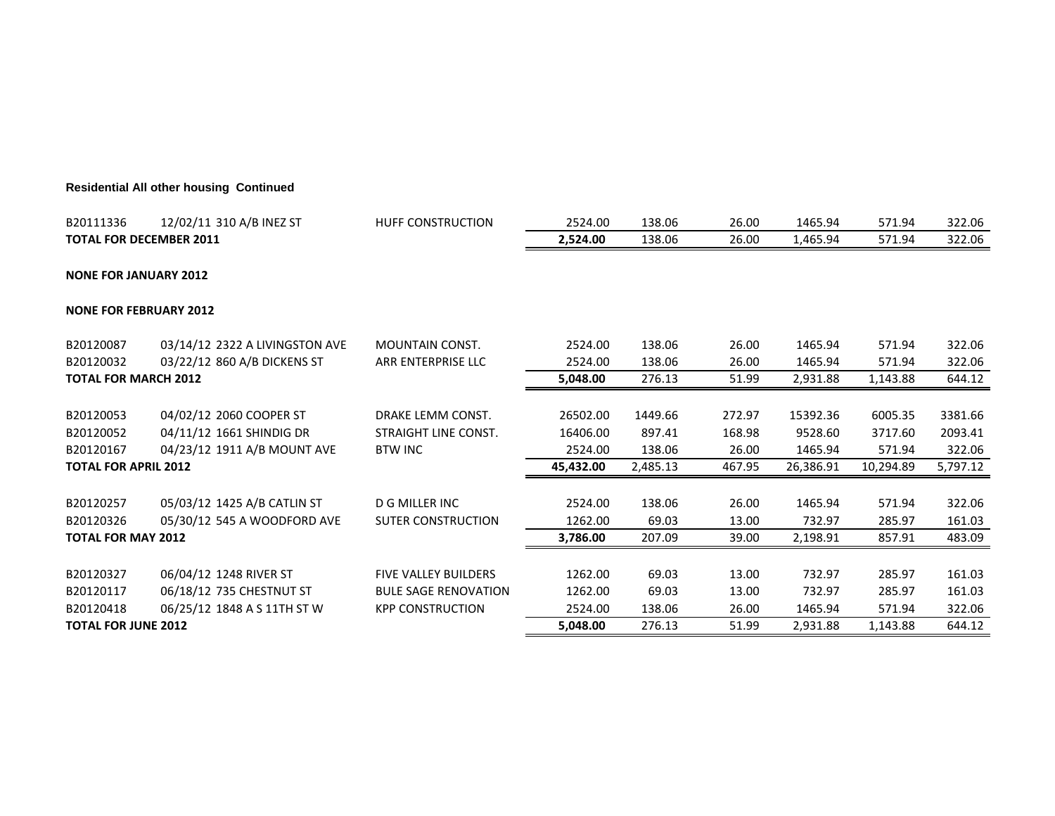**Residential All other housing Continued**

| | | | | | | | | |
|---|---|---|---|---|---|---|---|---|
| B20111336 | 12/02/11 310 A/B INEZ ST | HUFF CONSTRUCTION | 2524.00 | 138.06 | 26.00 | 1465.94 | 571.94 | 322.06 |
| **TOTAL FOR DECEMBER 2011** | | | **2,524.00** | 138.06 | 26.00 | 1,465.94 | 571.94 | 322.06 |
| | | | | | | | | |
| **NONE FOR JANUARY 2012** | | | | | | | | |
| | | | | | | | | |
| **NONE FOR FEBRUARY 2012** | | | | | | | | |
| | | | | | | | | |
| B20120087 | 03/14/12 2322 A LIVINGSTON AVE | MOUNTAIN CONST. | 2524.00 | 138.06 | 26.00 | 1465.94 | 571.94 | 322.06 |
| B20120032 | 03/22/12 860 A/B DICKENS ST | ARR ENTERPRISE LLC | 2524.00 | 138.06 | 26.00 | 1465.94 | 571.94 | 322.06 |
| **TOTAL FOR MARCH 2012** | | | **5,048.00** | 276.13 | 51.99 | 2,931.88 | 1,143.88 | 644.12 |
| | | | | | | | | |
| B20120053 | 04/02/12 2060 COOPER ST | DRAKE LEMM CONST. | 26502.00 | 1449.66 | 272.97 | 15392.36 | 6005.35 | 3381.66 |
| B20120052 | 04/11/12 1661 SHINDIG DR | STRAIGHT LINE CONST. | 16406.00 | 897.41 | 168.98 | 9528.60 | 3717.60 | 2093.41 |
| B20120167 | 04/23/12 1911 A/B MOUNT AVE | BTW INC | 2524.00 | 138.06 | 26.00 | 1465.94 | 571.94 | 322.06 |
| **TOTAL FOR APRIL 2012** | | | **45,432.00** | 2,485.13 | 467.95 | 26,386.91 | 10,294.89 | 5,797.12 |
| | | | | | | | | |
| B20120257 | 05/03/12 1425 A/B CATLIN ST | D G MILLER INC | 2524.00 | 138.06 | 26.00 | 1465.94 | 571.94 | 322.06 |
| B20120326 | 05/30/12 545 A WOODFORD AVE | SUTER CONSTRUCTION | 1262.00 | 69.03 | 13.00 | 732.97 | 285.97 | 161.03 |
| **TOTAL FOR MAY 2012** | | | **3,786.00** | 207.09 | 39.00 | 2,198.91 | 857.91 | 483.09 |
| | | | | | | | | |
| B20120327 | 06/04/12 1248 RIVER ST | FIVE VALLEY BUILDERS | 1262.00 | 69.03 | 13.00 | 732.97 | 285.97 | 161.03 |
| B20120117 | 06/18/12 735 CHESTNUT ST | BULE SAGE RENOVATION | 1262.00 | 69.03 | 13.00 | 732.97 | 285.97 | 161.03 |
| B20120418 | 06/25/12 1848 A S 11TH ST W | KPP CONSTRUCTION | 2524.00 | 138.06 | 26.00 | 1465.94 | 571.94 | 322.06 |
| **TOTAL FOR JUNE 2012** | | | **5,048.00** | 276.13 | 51.99 | 2,931.88 | 1,143.88 | 644.12 |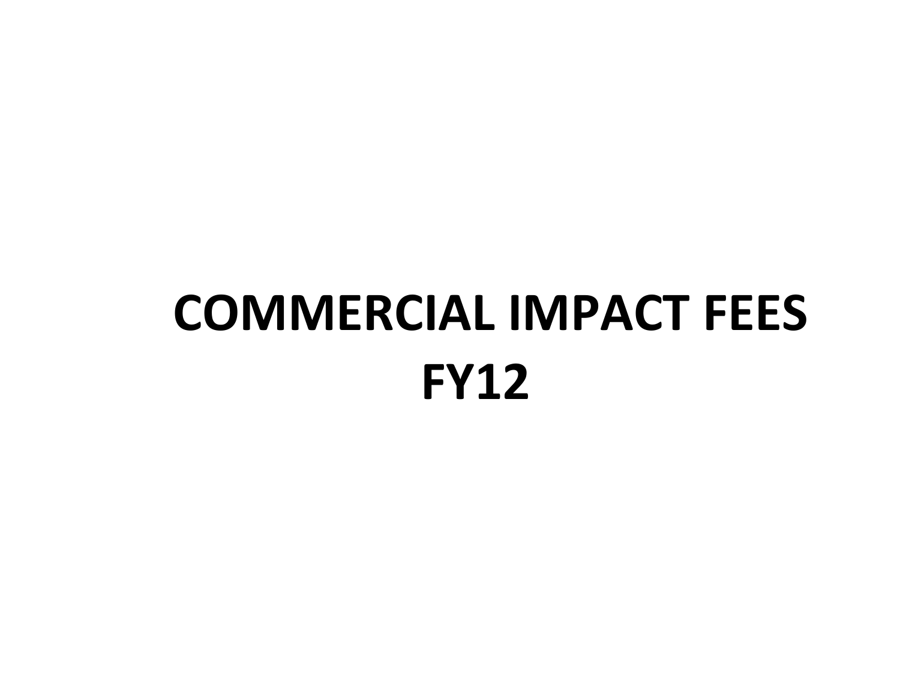# COMMERCIAL IMPACT FEES
# FY12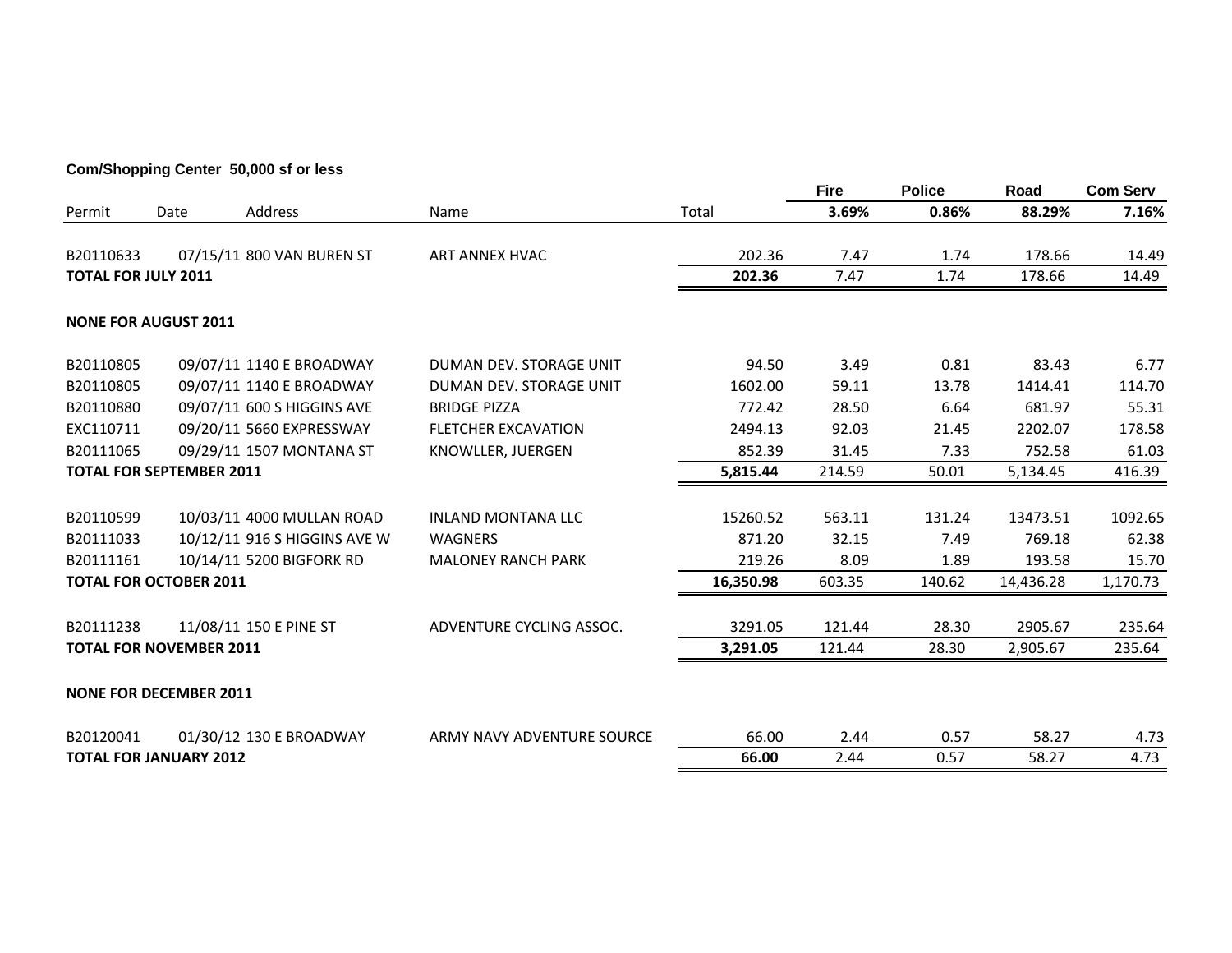**Com/Shopping Center 50,000 sf or less**

| Permit | Date | Address | Name | Total | Fire<br>3.69% | Police<br>0.86% | Road<br>88.29% | Com Serv<br>7.16% |
|---|---|---|---|---|---|---|---|---|
| B20110633 | 07/15/11 | 800 VAN BUREN ST | ART ANNEX HVAC | 202.36 | 7.47 | 1.74 | 178.66 | 14.49 |
| **TOTAL FOR JULY 2011** | | | | **202.36** | 7.47 | 1.74 | 178.66 | 14.49 |
| **NONE FOR AUGUST 2011** | | | | | | | | |
| B20110805 | 09/07/11 | 1140 E BROADWAY | DUMAN DEV. STORAGE UNIT | 94.50 | 3.49 | 0.81 | 83.43 | 6.77 |
| B20110805 | 09/07/11 | 1140 E BROADWAY | DUMAN DEV. STORAGE UNIT | 1602.00 | 59.11 | 13.78 | 1414.41 | 114.70 |
| B20110880 | 09/07/11 | 600 S HIGGINS AVE | BRIDGE PIZZA | 772.42 | 28.50 | 6.64 | 681.97 | 55.31 |
| EXC110711 | 09/20/11 | 5660 EXPRESSWAY | FLETCHER EXCAVATION | 2494.13 | 92.03 | 21.45 | 2202.07 | 178.58 |
| B20111065 | 09/29/11 | 1507 MONTANA ST | KNOWLLER, JUERGEN | 852.39 | 31.45 | 7.33 | 752.58 | 61.03 |
| **TOTAL FOR SEPTEMBER 2011** | | | | **5,815.44** | 214.59 | 50.01 | 5,134.45 | 416.39 |
| B20110599 | 10/03/11 | 4000 MULLAN ROAD | INLAND MONTANA LLC | 15260.52 | 563.11 | 131.24 | 13473.51 | 1092.65 |
| B20111033 | 10/12/11 | 916 S HIGGINS AVE W | WAGNERS | 871.20 | 32.15 | 7.49 | 769.18 | 62.38 |
| B20111161 | 10/14/11 | 5200 BIGFORK RD | MALONEY RANCH PARK | 219.26 | 8.09 | 1.89 | 193.58 | 15.70 |
| **TOTAL FOR OCTOBER 2011** | | | | **16,350.98** | 603.35 | 140.62 | 14,436.28 | 1,170.73 |
| B20111238 | 11/08/11 | 150 E PINE ST | ADVENTURE CYCLING ASSOC. | 3291.05 | 121.44 | 28.30 | 2905.67 | 235.64 |
| **TOTAL FOR NOVEMBER 2011** | | | | **3,291.05** | 121.44 | 28.30 | 2,905.67 | 235.64 |
| **NONE FOR DECEMBER 2011** | | | | | | | | |
| B20120041 | 01/30/12 | 130 E BROADWAY | ARMY NAVY ADVENTURE SOURCE | 66.00 | 2.44 | 0.57 | 58.27 | 4.73 |
| **TOTAL FOR JANUARY 2012** | | | | **66.00** | 2.44 | 0.57 | 58.27 | 4.73 |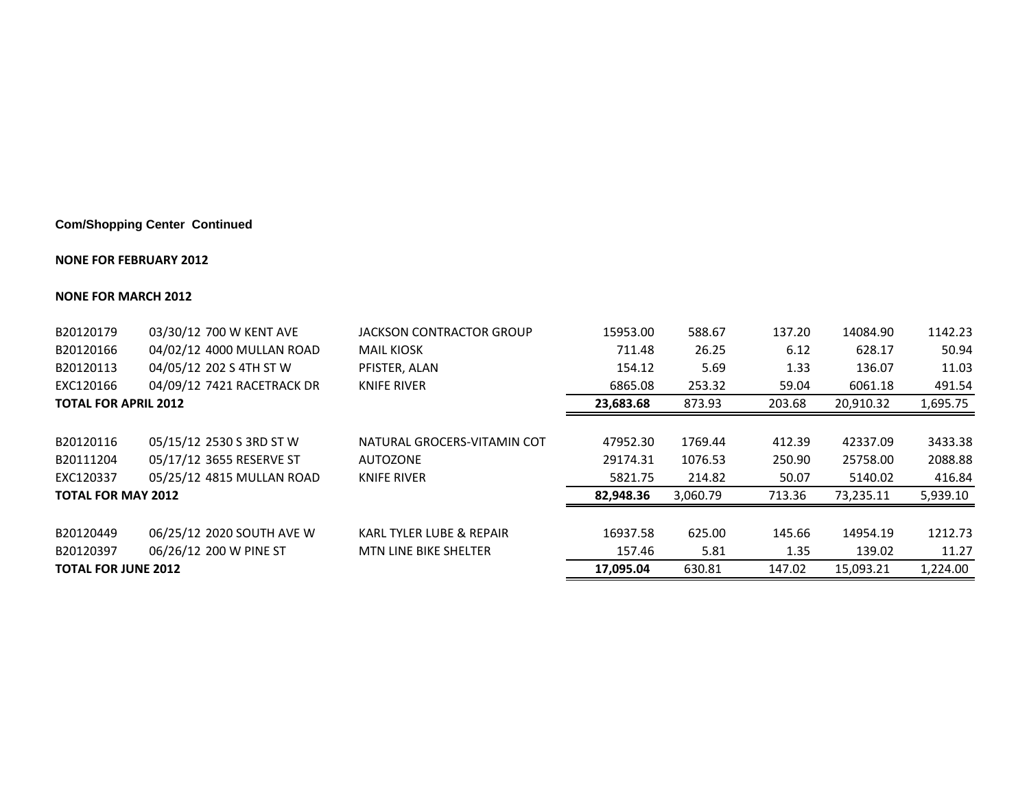**Com/Shopping Center Continued**

**NONE FOR FEBRUARY 2012**

**NONE FOR MARCH 2012**

| | | | | | | | |
|---|---|---|---|---|---|---|---|
| B20120179 | 03/30/12 700 W KENT AVE | JACKSON CONTRACTOR GROUP | 15953.00 | 588.67 | 137.20 | 14084.90 | 1142.23 |
| B20120166 | 04/02/12 4000 MULLAN ROAD | MAIL KIOSK | 711.48 | 26.25 | 6.12 | 628.17 | 50.94 |
| B20120113 | 04/05/12 202 S 4TH ST W | PFISTER, ALAN | 154.12 | 5.69 | 1.33 | 136.07 | 11.03 |
| EXC120166 | 04/09/12 7421 RACETRACK DR | KNIFE RIVER | 6865.08 | 253.32 | 59.04 | 6061.18 | 491.54 |
| **TOTAL FOR APRIL 2012** | | | **23,683.68** | 873.93 | 203.68 | 20,910.32 | 1,695.75 |
| B20120116 | 05/15/12 2530 S 3RD ST W | NATURAL GROCERS-VITAMIN COT | 47952.30 | 1769.44 | 412.39 | 42337.09 | 3433.38 |
| B20111204 | 05/17/12 3655 RESERVE ST | AUTOZONE | 29174.31 | 1076.53 | 250.90 | 25758.00 | 2088.88 |
| EXC120337 | 05/25/12 4815 MULLAN ROAD | KNIFE RIVER | 5821.75 | 214.82 | 50.07 | 5140.02 | 416.84 |
| **TOTAL FOR MAY 2012** | | | **82,948.36** | 3,060.79 | 713.36 | 73,235.11 | 5,939.10 |
| B20120449 | 06/25/12 2020 SOUTH AVE W | KARL TYLER LUBE & REPAIR | 16937.58 | 625.00 | 145.66 | 14954.19 | 1212.73 |
| B20120397 | 06/26/12 200 W PINE ST | MTN LINE BIKE SHELTER | 157.46 | 5.81 | 1.35 | 139.02 | 11.27 |
| **TOTAL FOR JUNE 2012** | | | **17,095.04** | 630.81 | 147.02 | 15,093.21 | 1,224.00 |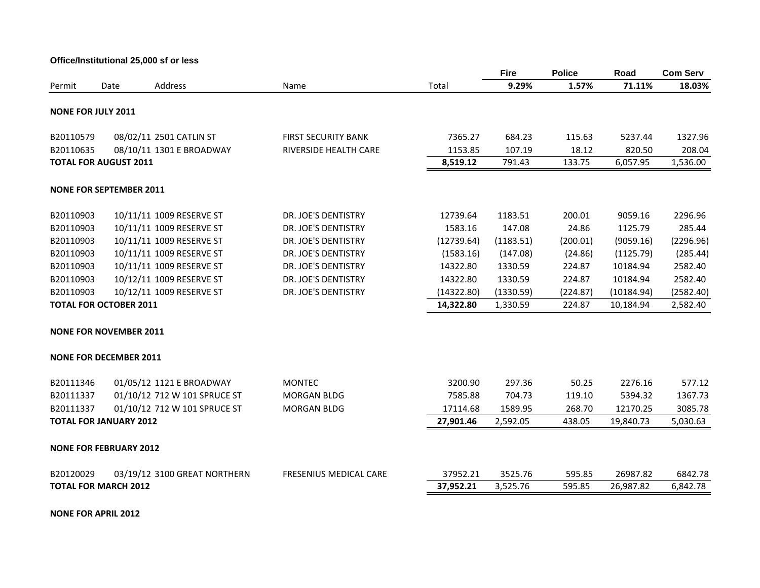**Office/Institutional 25,000 sf or less**

| Permit | Date | Address | Name | Total | Fire 9.29% | Police 1.57% | Road 71.11% | Com Serv 18.03% |
|---|---|---|---|---|---|---|---|---|
| **NONE FOR JULY 2011** | | | | | | | | |
| B20110579 | 08/02/11 | 2501 CATLIN ST | FIRST SECURITY BANK | 7365.27 | 684.23 | 115.63 | 5237.44 | 1327.96 |
| B20110635 | 08/10/11 | 1301 E BROADWAY | RIVERSIDE HEALTH CARE | 1153.85 | 107.19 | 18.12 | 820.50 | 208.04 |
| **TOTAL FOR AUGUST 2011** | | | | **8,519.12** | 791.43 | 133.75 | 6,057.95 | 1,536.00 |
| **NONE FOR SEPTEMBER 2011** | | | | | | | | |
| B20110903 | 10/11/11 | 1009 RESERVE ST | DR. JOE'S DENTISTRY | 12739.64 | 1183.51 | 200.01 | 9059.16 | 2296.96 |
| B20110903 | 10/11/11 | 1009 RESERVE ST | DR. JOE'S DENTISTRY | 1583.16 | 147.08 | 24.86 | 1125.79 | 285.44 |
| B20110903 | 10/11/11 | 1009 RESERVE ST | DR. JOE'S DENTISTRY | (12739.64) | (1183.51) | (200.01) | (9059.16) | (2296.96) |
| B20110903 | 10/11/11 | 1009 RESERVE ST | DR. JOE'S DENTISTRY | (1583.16) | (147.08) | (24.86) | (1125.79) | (285.44) |
| B20110903 | 10/11/11 | 1009 RESERVE ST | DR. JOE'S DENTISTRY | 14322.80 | 1330.59 | 224.87 | 10184.94 | 2582.40 |
| B20110903 | 10/12/11 | 1009 RESERVE ST | DR. JOE'S DENTISTRY | 14322.80 | 1330.59 | 224.87 | 10184.94 | 2582.40 |
| B20110903 | 10/12/11 | 1009 RESERVE ST | DR. JOE'S DENTISTRY | (14322.80) | (1330.59) | (224.87) | (10184.94) | (2582.40) |
| **TOTAL FOR OCTOBER 2011** | | | | **14,322.80** | 1,330.59 | 224.87 | 10,184.94 | 2,582.40 |
| **NONE FOR NOVEMBER 2011** | | | | | | | | |
| **NONE FOR DECEMBER 2011** | | | | | | | | |
| B20111346 | 01/05/12 | 1121 E BROADWAY | MONTEC | 3200.90 | 297.36 | 50.25 | 2276.16 | 577.12 |
| B20111337 | 01/10/12 | 712 W 101 SPRUCE ST | MORGAN BLDG | 7585.88 | 704.73 | 119.10 | 5394.32 | 1367.73 |
| B20111337 | 01/10/12 | 712 W 101 SPRUCE ST | MORGAN BLDG | 17114.68 | 1589.95 | 268.70 | 12170.25 | 3085.78 |
| **TOTAL FOR JANUARY 2012** | | | | **27,901.46** | 2,592.05 | 438.05 | 19,840.73 | 5,030.63 |
| **NONE FOR FEBRUARY 2012** | | | | | | | | |
| B20120029 | 03/19/12 | 3100 GREAT NORTHERN | FRESENIUS MEDICAL CARE | 37952.21 | 3525.76 | 595.85 | 26987.82 | 6842.78 |
| **TOTAL FOR MARCH 2012** | | | | **37,952.21** | 3,525.76 | 595.85 | 26,987.82 | 6,842.78 |
| **NONE FOR APRIL 2012** | | | | | | | | |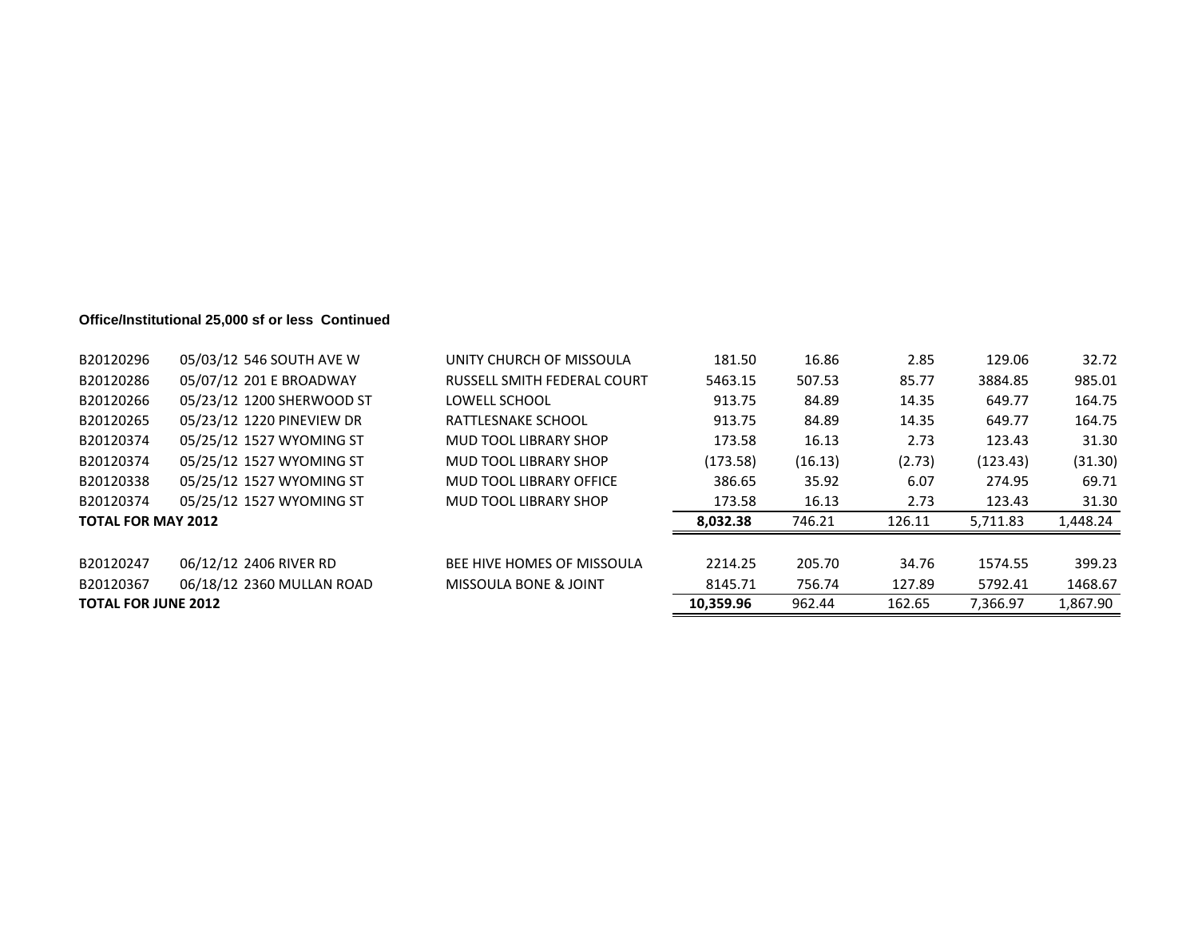**Office/Institutional 25,000 sf or less Continued**

| | | | | | | | |
|---|---|---|---|---|---|---|---|
| B20120296 | 05/03/12 546 SOUTH AVE W | UNITY CHURCH OF MISSOULA | 181.50 | 16.86 | 2.85 | 129.06 | 32.72 |
| B20120286 | 05/07/12 201 E BROADWAY | RUSSELL SMITH FEDERAL COURT | 5463.15 | 507.53 | 85.77 | 3884.85 | 985.01 |
| B20120266 | 05/23/12 1200 SHERWOOD ST | LOWELL SCHOOL | 913.75 | 84.89 | 14.35 | 649.77 | 164.75 |
| B20120265 | 05/23/12 1220 PINEVIEW DR | RATTLESNAKE SCHOOL | 913.75 | 84.89 | 14.35 | 649.77 | 164.75 |
| B20120374 | 05/25/12 1527 WYOMING ST | MUD TOOL LIBRARY SHOP | 173.58 | 16.13 | 2.73 | 123.43 | 31.30 |
| B20120374 | 05/25/12 1527 WYOMING ST | MUD TOOL LIBRARY SHOP | (173.58) | (16.13) | (2.73) | (123.43) | (31.30) |
| B20120338 | 05/25/12 1527 WYOMING ST | MUD TOOL LIBRARY OFFICE | 386.65 | 35.92 | 6.07 | 274.95 | 69.71 |
| B20120374 | 05/25/12 1527 WYOMING ST | MUD TOOL LIBRARY SHOP | 173.58 | 16.13 | 2.73 | 123.43 | 31.30 |
| **TOTAL FOR MAY 2012** | | | **8,032.38** | 746.21 | 126.11 | 5,711.83 | 1,448.24 |
| B20120247 | 06/12/12 2406 RIVER RD | BEE HIVE HOMES OF MISSOULA | 2214.25 | 205.70 | 34.76 | 1574.55 | 399.23 |
| B20120367 | 06/18/12 2360 MULLAN ROAD | MISSOULA BONE & JOINT | 8145.71 | 756.74 | 127.89 | 5792.41 | 1468.67 |
| **TOTAL FOR JUNE 2012** | | | **10,359.96** | 962.44 | 162.65 | 7,366.97 | 1,867.90 |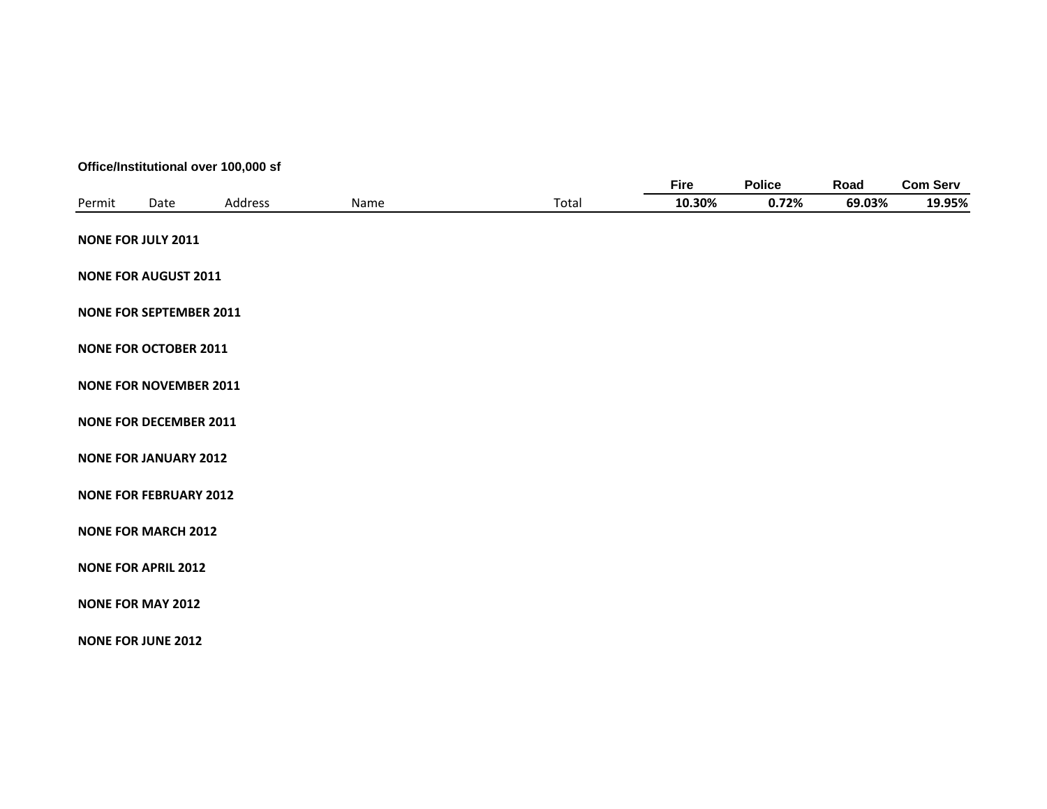**Office/Institutional over 100,000 sf**

| Permit | Date | Address | Name | Total | Fire<br>10.30% | Police<br>0.72% | Road<br>69.03% | Com Serv<br>19.95% |
|---|---|---|---|---|---|---|---|---|

**NONE FOR JULY 2011**

**NONE FOR AUGUST 2011**

**NONE FOR SEPTEMBER 2011**

**NONE FOR OCTOBER 2011**

**NONE FOR NOVEMBER 2011**

**NONE FOR DECEMBER 2011**

**NONE FOR JANUARY 2012**

**NONE FOR FEBRUARY 2012**

**NONE FOR MARCH 2012**

**NONE FOR APRIL 2012**

**NONE FOR MAY 2012**

**NONE FOR JUNE 2012**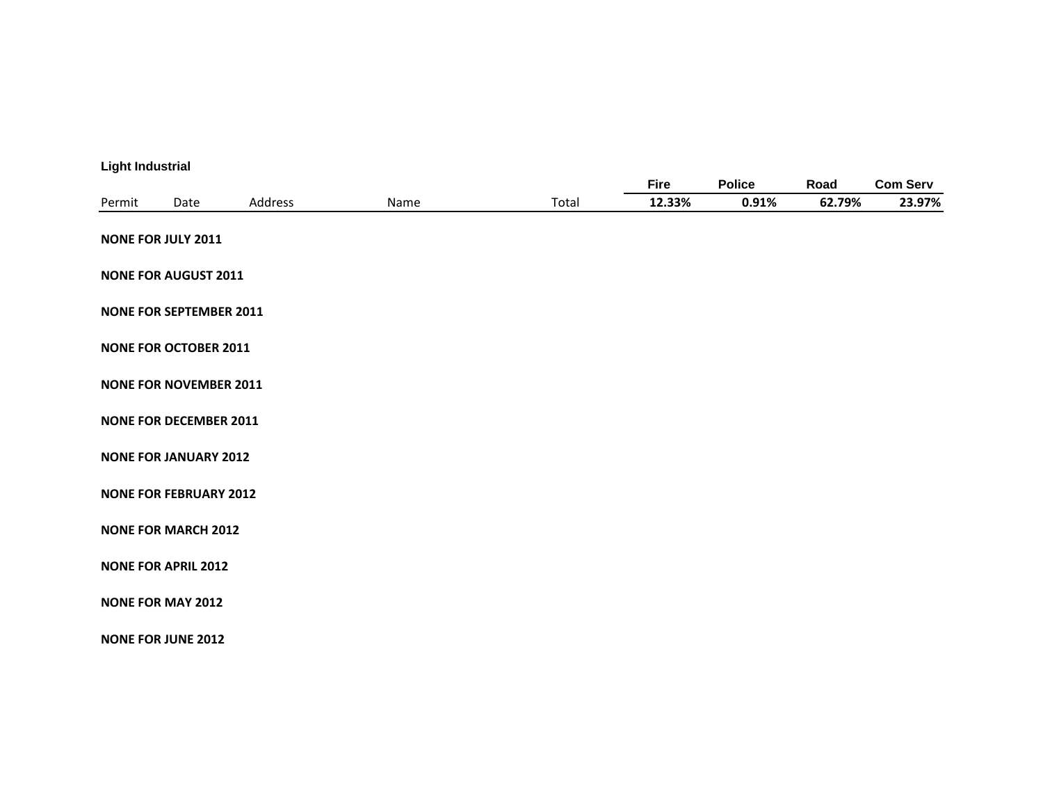**Light Industrial**

| Permit | Date | Address | Name | Total | Fire<br>12.33% | Police<br>0.91% | Road<br>62.79% | Com Serv<br>23.97% |
|---|---|---|---|---|---|---|---|---|

**NONE FOR JULY 2011**

**NONE FOR AUGUST 2011**

**NONE FOR SEPTEMBER 2011**

**NONE FOR OCTOBER 2011**

**NONE FOR NOVEMBER 2011**

**NONE FOR DECEMBER 2011**

**NONE FOR JANUARY 2012**

**NONE FOR FEBRUARY 2012**

**NONE FOR MARCH 2012**

**NONE FOR APRIL 2012**

**NONE FOR MAY 2012**

**NONE FOR JUNE 2012**